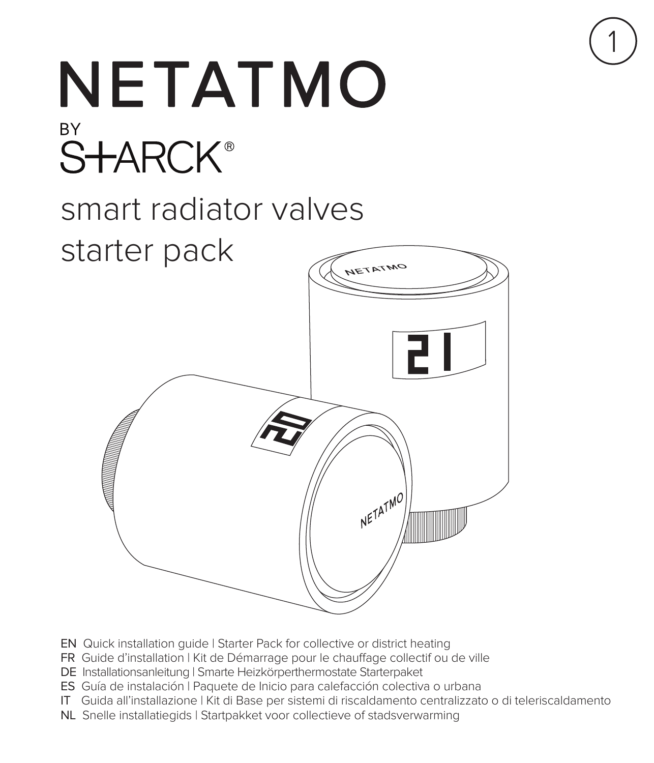# NETATMO

BY
S+ARCK®

## smart radiator valves starter pack

EN Quick installation guide | Starter Pack for collective or district heating
FR Guide d'installation | Kit de Démarrage pour le chauffage collectif ou de ville
DE Installationsanleitung | Smarte Heizkörperthermostate Starterpaket
ES Guía de instalación | Paquete de Inicio para calefacción colectiva o urbana
IT Guida all'installazione | Kit di Base per sistemi di riscaldamento centralizzato o di teleriscaldamento
NL Snelle installatiegids | Startpakket voor collectieve of stadsverwarming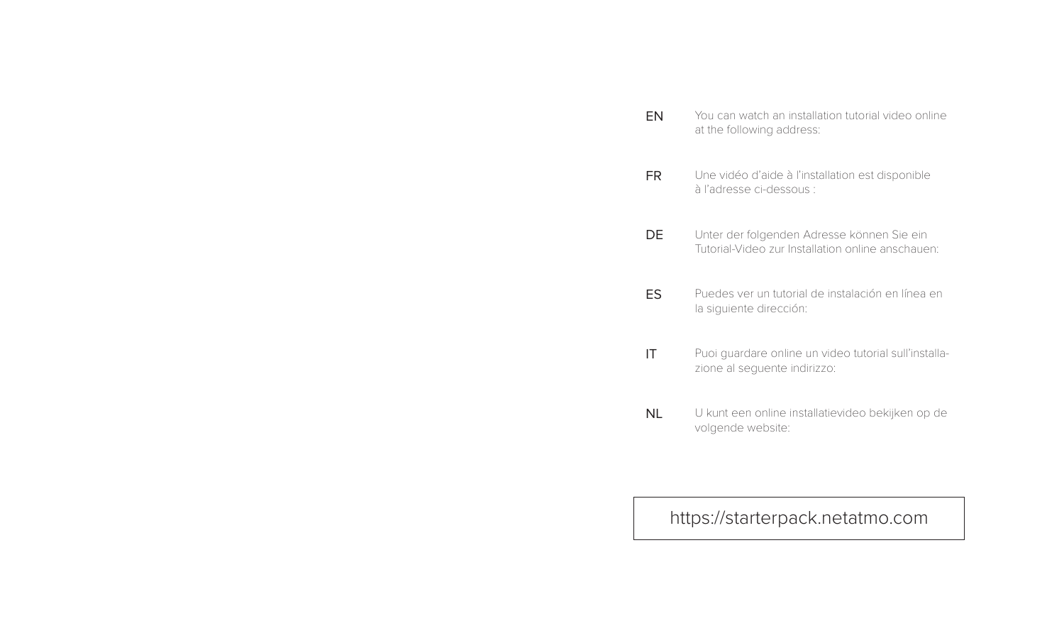**EN** You can watch an installation tutorial video online at the following address:

**FR** Une vidéo d'aide à l'installation est disponible à l'adresse ci-dessous :

**DE** Unter der folgenden Adresse können Sie ein Tutorial-Video zur Installation online anschauen:

**ES** Puedes ver un tutorial de instalación en línea en la siguiente dirección:

**IT** Puoi guardare online un video tutorial sull'installazione al seguente indirizzo:

**NL** U kunt een online installatievideo bekijken op de volgende website:

https://starterpack.netatmo.com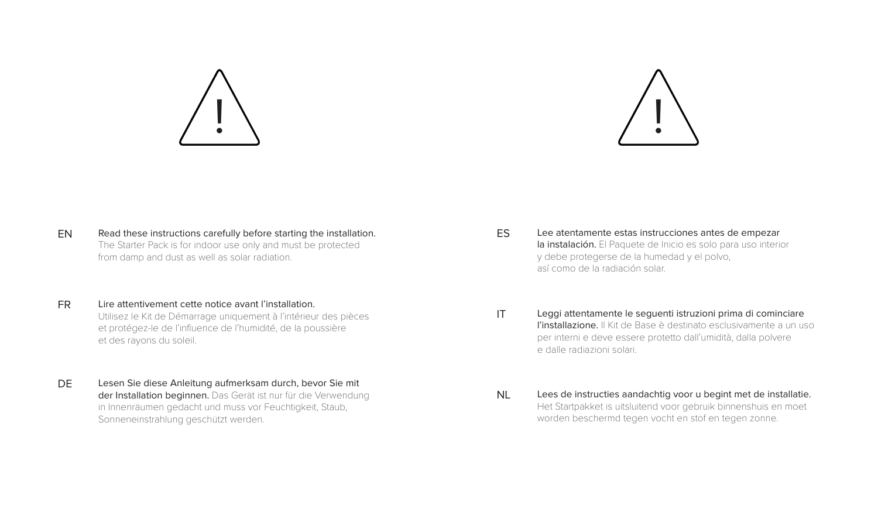EN **Read these instructions carefully before starting the installation.** The Starter Pack is for indoor use only and must be protected from damp and dust as well as solar radiation.

FR **Lire attentivement cette notice avant l'installation.** Utilisez le Kit de Démarrage uniquement à l'intérieur des pièces et protégez-le de l'influence de l'humidité, de la poussière et des rayons du soleil.

DE **Lesen Sie diese Anleitung aufmerksam durch, bevor Sie mit der Installation beginnen.** Das Gerät ist nur für die Verwendung in Innenräumen gedacht und muss vor Feuchtigkeit, Staub, Sonneneinstrahlung geschützt werden.

ES **Lee atentamente estas instrucciones antes de empezar la instalación.** El Paquete de Inicio es solo para uso interior y debe protegerse de la humedad y el polvo, así como de la radiación solar.

IT **Leggi attentamente le seguenti istruzioni prima di cominciare l'installazione.** Il Kit de Base è destinato esclusivamente a un uso per interni e deve essere protetto dall'umidità, dalla polvere e dalle radiazioni solari.

NL **Lees de instructies aandachtig voor u begint met de installatie.** Het Startpakket is uitsluitend voor gebruik binnenshuis en moet worden beschermd tegen vocht en stof en tegen zonne.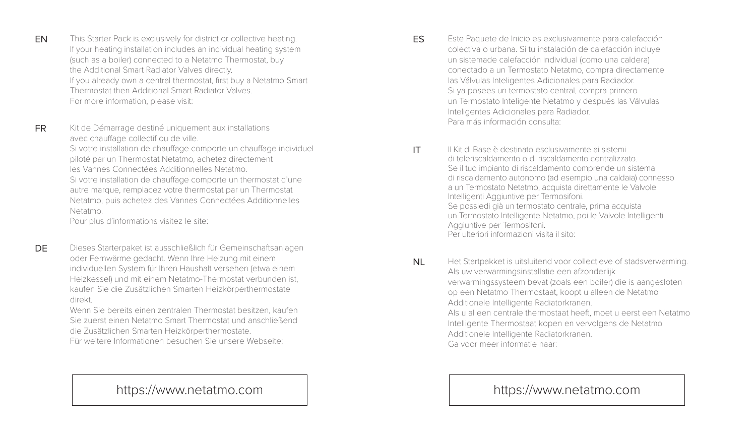**EN**

This Starter Pack is exclusively for district or collective heating.
If your heating installation includes an individual heating system (such as a boiler) connected to a Netatmo Thermostat, buy the Additional Smart Radiator Valves directly.
If you already own a central thermostat, first buy a Netatmo Smart Thermostat then Additional Smart Radiator Valves.
For more information, please visit:

**FR**

Kit de Démarrage destiné uniquement aux installations avec chauffage collectif ou de ville.
Si votre installation de chauffage comporte un chauffage individuel piloté par un Thermostat Netatmo, achetez directement les Vannes Connectées Additionnelles Netatmo.
Si votre installation de chauffage comporte un thermostat d'une autre marque, remplacez votre thermostat par un Thermostat Netatmo, puis achetez des Vannes Connectées Additionnelles Netatmo.
Pour plus d'informations visitez le site:

**DE**

Dieses Starterpaket ist ausschließlich für Gemeinschaftsanlagen oder Fernwärme gedacht. Wenn Ihre Heizung mit einem individuellen System für Ihren Haushalt versehen (etwa einem Heizkessel) und mit einem Netatmo-Thermostat verbunden ist, kaufen Sie die Zusätzlichen Smarten Heizkörperthermostate direkt.
Wenn Sie bereits einen zentralen Thermostat besitzen, kaufen Sie zuerst einen Netatmo Smart Thermostat und anschließend die Zusätzlichen Smarten Heizkörperthermostate.
Für weitere Informationen besuchen Sie unsere Webseite:

https://www.netatmo.com

**ES**

Este Paquete de Inicio es exclusivamente para calefacción colectiva o urbana. Si tu instalación de calefacción incluye un sistemade calefacción individual (como una caldera) conectado a un Termostato Netatmo, compra directamente las Válvulas Inteligentes Adicionales para Radiador.
Si ya posees un termostato central, compra primero un Termostato Inteligente Netatmo y después las Válvulas Inteligentes Adicionales para Radiador.
Para más información consulta:

**IT**

Il Kit di Base è destinato esclusivamente ai sistemi di teleriscaldamento o di riscaldamento centralizzato.
Se il tuo impianto di riscaldamento comprende un sistema di riscaldamento autonomo (ad esempio una caldaia) connesso a un Termostato Netatmo, acquista direttamente le Valvole Intelligenti Aggiuntive per Termosifoni.
Se possiedi già un termostato centrale, prima acquista un Termostato Intelligente Netatmo, poi le Valvole Intelligenti Aggiuntive per Termosifoni.
Per ulteriori informazioni visita il sito:

**NL**

Het Startpakket is uitsluitend voor collectieve of stadsverwarming.
Als uw verwarmingsinstallatie een afzonderlijk verwarmingssysteem bevat (zoals een boiler) die is aangesloten op een Netatmo Thermostaat, koopt u alleen de Netatmo Additionele Intelligente Radiatorkranen.
Als u al een centrale thermostaat heeft, moet u eerst een Netatmo Intelligente Thermostaat kopen en vervolgens de Netatmo Additionele Intelligente Radiatorkranen.
Ga voor meer informatie naar:

https://www.netatmo.com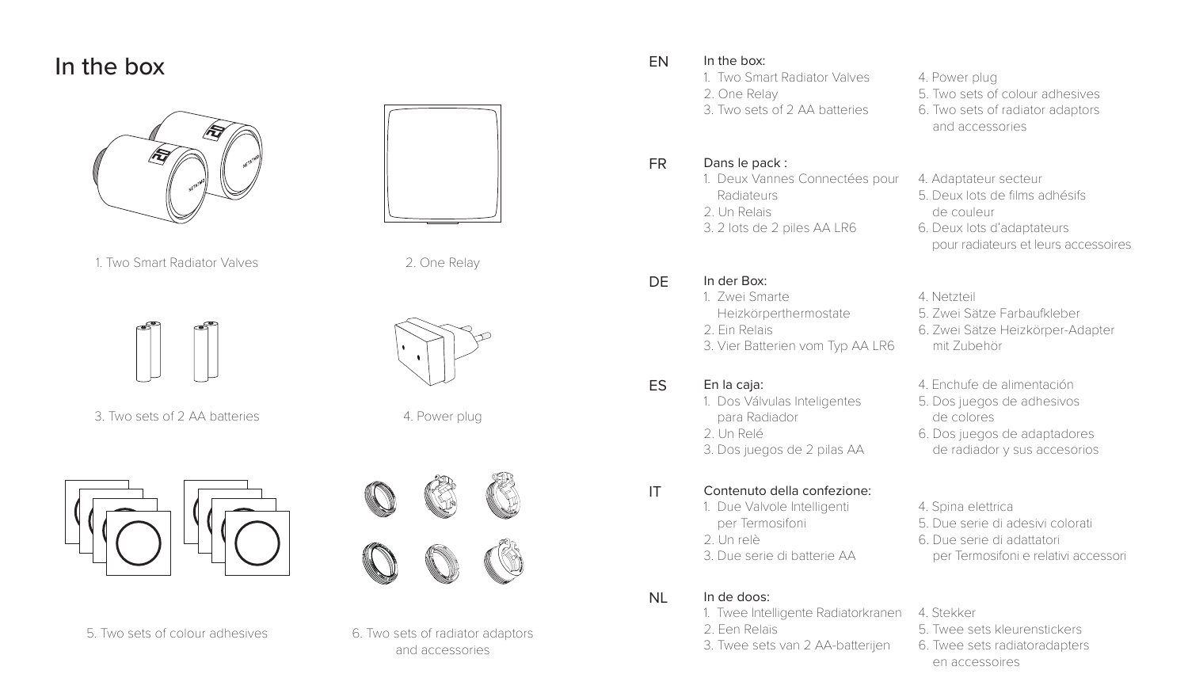# In the box

1. Two Smart Radiator Valves

2. One Relay

3. Two sets of 2 AA batteries

4. Power plug

5. Two sets of colour adhesives

6. Two sets of radiator adaptors and accessories

**EN**

In the box:

1. Two Smart Radiator Valves
2. One Relay
3. Two sets of 2 AA batteries
4. Power plug
5. Two sets of colour adhesives
6. Two sets of radiator adaptors and accessories

**FR**

Dans le pack :

1. Deux Vannes Connectées pour Radiateurs
2. Un Relais
3. 2 lots de 2 piles AA LR6
4. Adaptateur secteur
5. Deux lots de films adhésifs de couleur
6. Deux lots d'adaptateurs pour radiateurs et leurs accessoires

**DE**

In der Box:

1. Zwei Smarte Heizkörperthermostate
2. Ein Relais
3. Vier Batterien vom Typ AA LR6
4. Netzteil
5. Zwei Sätze Farbaufkleber
6. Zwei Sätze Heizkörper-Adapter mit Zubehör

**ES**

En la caja:

1. Dos Válvulas Inteligentes para Radiador
2. Un Relé
3. Dos juegos de 2 pilas AA
4. Enchufe de alimentación
5. Dos juegos de adhesivos de colores
6. Dos juegos de adaptadores de radiador y sus accesorios

**IT**

Contenuto della confezione:

1. Due Valvole Intelligenti per Termosifoni
2. Un relè
3. Due serie di batterie AA
4. Spina elettrica
5. Due serie di adesivi colorati
6. Due serie di adattatori per Termosifoni e relativi accessori

**NL**

In de doos:

1. Twee Intelligente Radiatorkranen
2. Een Relais
3. Twee sets van 2 AA-batterijen
4. Stekker
5. Twee sets kleurenstickers
6. Twee sets radiatoradapters en accessoires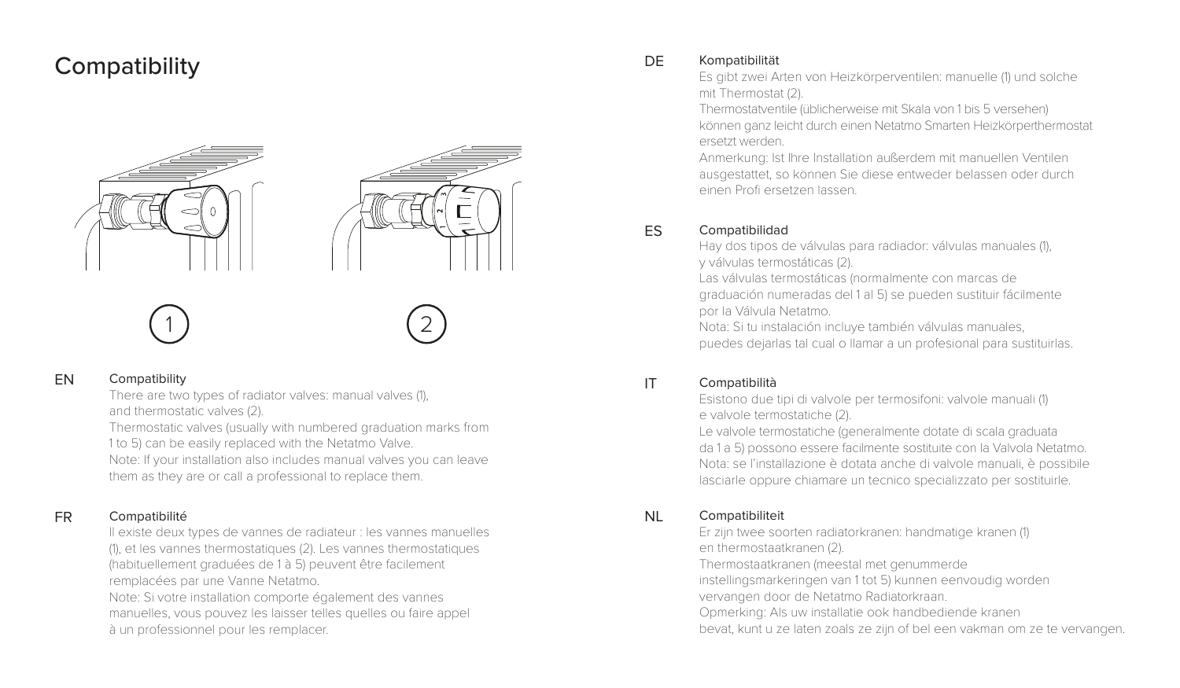# Compatibility

1

2

## EN

### Compatibility

There are two types of radiator valves: manual valves (1), and thermostatic valves (2).
Thermostatic valves (usually with numbered graduation marks from 1 to 5) can be easily replaced with the Netatmo Valve.
Note: If your installation also includes manual valves you can leave them as they are or call a professional to replace them.

## FR

### Compatibilité

Il existe deux types de vannes de radiateur : les vannes manuelles (1), et les vannes thermostatiques (2). Les vannes thermostatiques (habituellement graduées de 1 à 5) peuvent être facilement remplacées par une Vanne Netatmo.
Note: Si votre installation comporte également des vannes manuelles, vous pouvez les laisser telles quelles ou faire appel à un professionnel pour les remplacer.

## DE

### Kompatibilität

Es gibt zwei Arten von Heizkörperventilen: manuelle (1) und solche mit Thermostat (2).
Thermostatventile (üblicherweise mit Skala von 1 bis 5 versehen) können ganz leicht durch einen Netatmo Smarten Heizkörperthermostat ersetzt werden.
Anmerkung: Ist Ihre Installation außerdem mit manuellen Ventilen ausgestattet, so können Sie diese entweder belassen oder durch einen Profi ersetzen lassen.

## ES

### Compatibilidad

Hay dos tipos de válvulas para radiador: válvulas manuales (1), y válvulas termostáticas (2).
Las válvulas termostáticas (normalmente con marcas de graduación numeradas del 1 al 5) se pueden sustituir fácilmente por la Válvula Netatmo.
Nota: Si tu instalación incluye también válvulas manuales, puedes dejarlas tal cual o llamar a un profesional para sustituirlas.

## IT

### Compatibilità

Esistono due tipi di valvole per termosifoni: valvole manuali (1) e valvole termostatiche (2).
Le valvole termostatiche (generalmente dotate di scala graduata da 1 a 5) possono essere facilmente sostituite con la Valvola Netatmo.
Nota: se l'installazione è dotata anche di valvole manuali, è possibile lasciarle oppure chiamare un tecnico specializzato per sostituirle.

## NL

### Compatibiliteit

Er zijn twee soorten radiatorkranen: handmatige kranen (1) en thermostaatkranen (2).
Thermostaatkranen (meestal met genummerde instellingsmarkeringen van 1 tot 5) kunnen eenvoudig worden vervangen door de Netatmo Radiatorkraan.
Opmerking: Als uw installatie ook handbediende kranen bevat, kunt u ze laten zoals ze zijn of bel een vakman om ze te vervangen.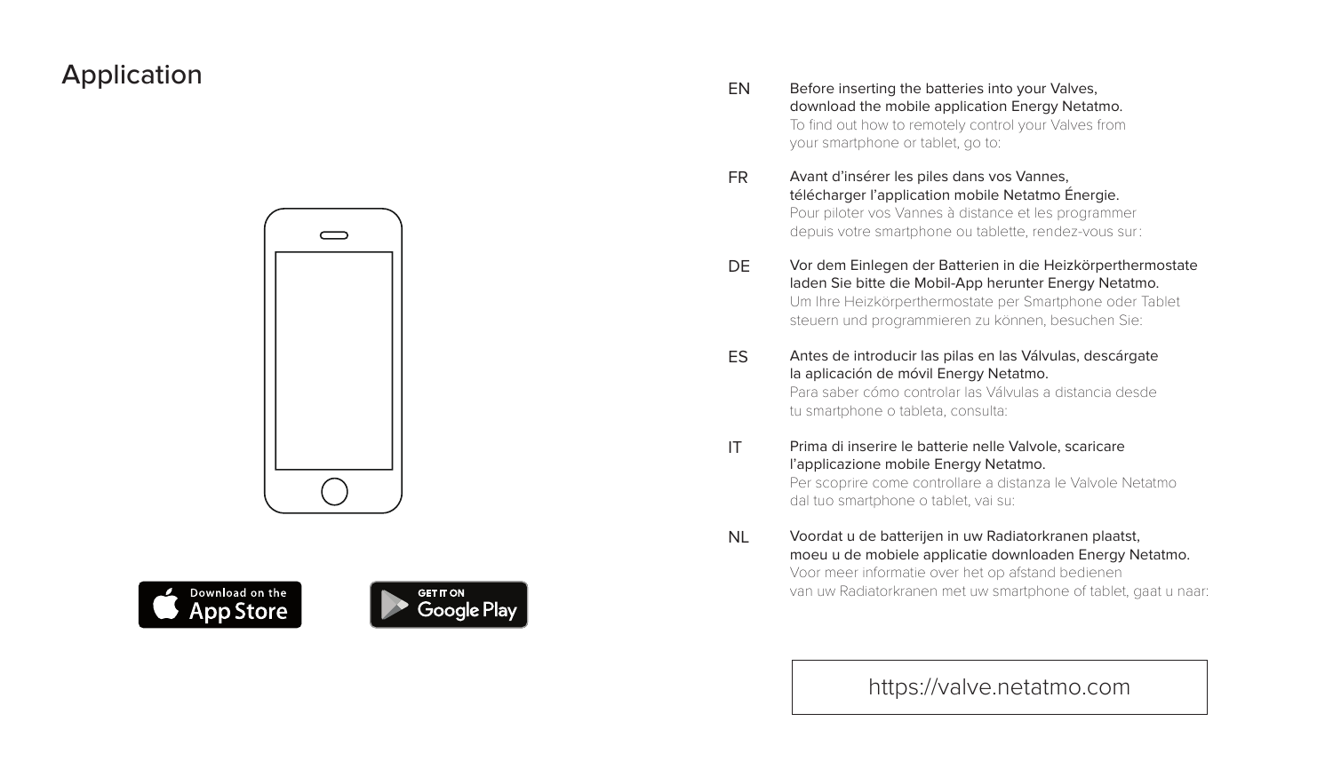# Application

Download on the App Store

GET IT ON Google Play

**EN** Before inserting the batteries into your Valves, download the mobile application Energy Netatmo.
To find out how to remotely control your Valves from your smartphone or tablet, go to:

**FR** Avant d'insérer les piles dans vos Vannes, télécharger l'application mobile Netatmo Énergie.
Pour piloter vos Vannes à distance et les programmer depuis votre smartphone ou tablette, rendez-vous sur :

**DE** Vor dem Einlegen der Batterien in die Heizkörperthermostate laden Sie bitte die Mobil-App herunter Energy Netatmo.
Um Ihre Heizkörperthermostate per Smartphone oder Tablet steuern und programmieren zu können, besuchen Sie:

**ES** Antes de introducir las pilas en las Válvulas, descárgate la aplicación de móvil Energy Netatmo.
Para saber cómo controlar las Válvulas a distancia desde tu smartphone o tableta, consulta:

**IT** Prima di inserire le batterie nelle Valvole, scaricare l'applicazione mobile Energy Netatmo.
Per scoprire come controllare a distanza le Valvole Netatmo dal tuo smartphone o tablet, vai su:

**NL** Voordat u de batterijen in uw Radiatorkranen plaatst, moeu u de mobiele applicatie downloaden Energy Netatmo.
Voor meer informatie over het op afstand bedienen van uw Radiatorkranen met uw smartphone of tablet, gaat u naar:

https://valve.netatmo.com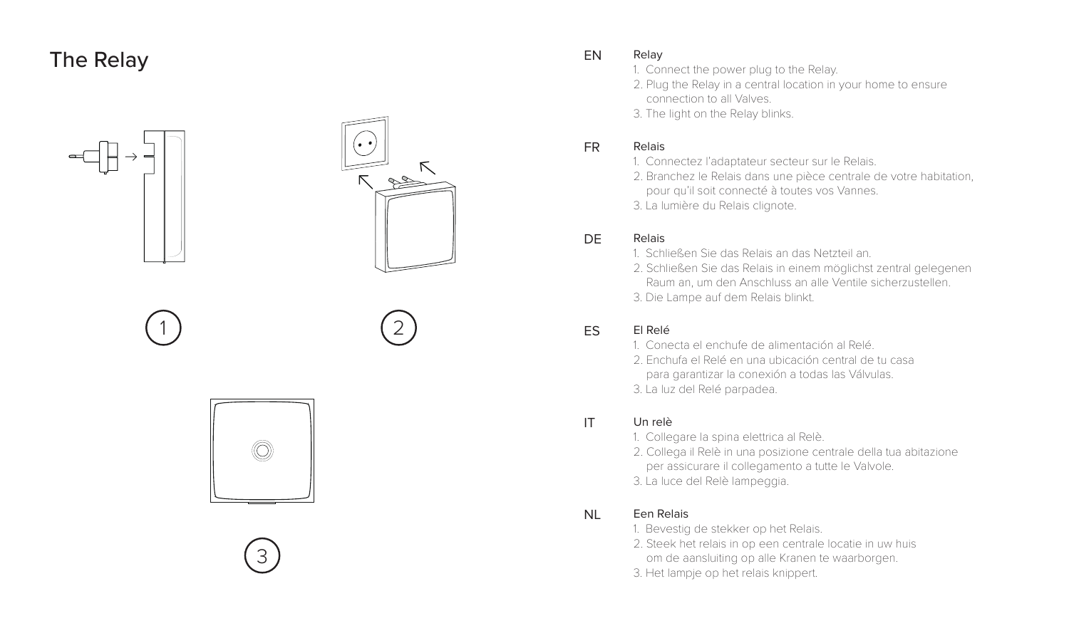# The Relay

1

2

3

## EN

### Relay

1. Connect the power plug to the Relay.
2. Plug the Relay in a central location in your home to ensure connection to all Valves.
3. The light on the Relay blinks.

## FR

### Relais

1. Connectez l'adaptateur secteur sur le Relais.
2. Branchez le Relais dans une pièce centrale de votre habitation, pour qu'il soit connecté à toutes vos Vannes.
3. La lumière du Relais clignote.

## DE

### Relais

1. Schließen Sie das Relais an das Netzteil an.
2. Schließen Sie das Relais in einem möglichst zentral gelegenen Raum an, um den Anschluss an alle Ventile sicherzustellen.
3. Die Lampe auf dem Relais blinkt.

## ES

### El Relé

1. Conecta el enchufe de alimentación al Relé.
2. Enchufa el Relé en una ubicación central de tu casa para garantizar la conexión a todas las Válvulas.
3. La luz del Relé parpadea.

## IT

### Un relè

1. Collegare la spina elettrica al Relè.
2. Collega il Relè in una posizione centrale della tua abitazione per assicurare il collegamento a tutte le Valvole.
3. La luce del Relè lampeggia.

## NL

### Een Relais

1. Bevestig de stekker op het Relais.
2. Steek het relais in op een centrale locatie in uw huis om de aansluiting op alle Kranen te waarborgen.
3. Het lampje op het relais knippert.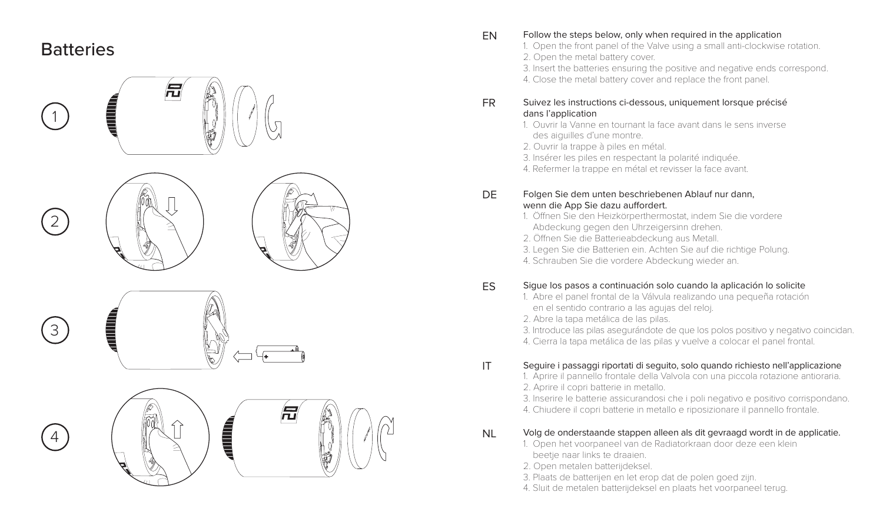# Batteries

1

2

3

4

EN

Follow the steps below, only when required in the application

1. Open the front panel of the Valve using a small anti-clockwise rotation.
2. Open the metal battery cover.
3. Insert the batteries ensuring the positive and negative ends correspond.
4. Close the metal battery cover and replace the front panel.

FR

Suivez les instructions ci-dessous, uniquement lorsque précisé dans l'application

1. Ouvrir la Vanne en tournant la face avant dans le sens inverse des aiguilles d'une montre.
2. Ouvrir la trappe à piles en métal.
3. Insérer les piles en respectant la polarité indiquée.
4. Refermer la trappe en métal et revisser la face avant.

DE

Folgen Sie dem unten beschriebenen Ablauf nur dann, wenn die App Sie dazu auffordert.

1. Öffnen Sie den Heizkörperthermostat, indem Sie die vordere Abdeckung gegen den Uhrzeigersinn drehen.
2. Öffnen Sie die Batterieabdeckung aus Metall.
3. Legen Sie die Batterien ein. Achten Sie auf die richtige Polung.
4. Schrauben Sie die vordere Abdeckung wieder an.

ES

Sigue los pasos a continuación solo cuando la aplicación lo solicite

1. Abre el panel frontal de la Válvula realizando una pequeña rotación en el sentido contrario a las agujas del reloj.
2. Abre la tapa metálica de las pilas.
3. Introduce las pilas asegurándote de que los polos positivo y negativo coincidan.
4. Cierra la tapa metálica de las pilas y vuelve a colocar el panel frontal.

IT

Seguire i passaggi riportati di seguito, solo quando richiesto nell'applicazione

1. Aprire il pannello frontale della Valvola con una piccola rotazione antioraria.
2. Aprire il copri batterie in metallo.
3. Inserire le batterie assicurandosi che i poli negativo e positivo corrispondano.
4. Chiudere il copri batterie in metallo e riposizionare il pannello frontale.

NL

Volg de onderstaande stappen alleen als dit gevraagd wordt in de applicatie.

1. Open het voorpaneel van de Radiatorkraan door deze een klein beetje naar links te draaien.
2. Open metalen batterijdeksel.
3. Plaats de batterijen en let erop dat de polen goed zijn.
4. Sluit de metalen batterijdeksel en plaats het voorpaneel terug.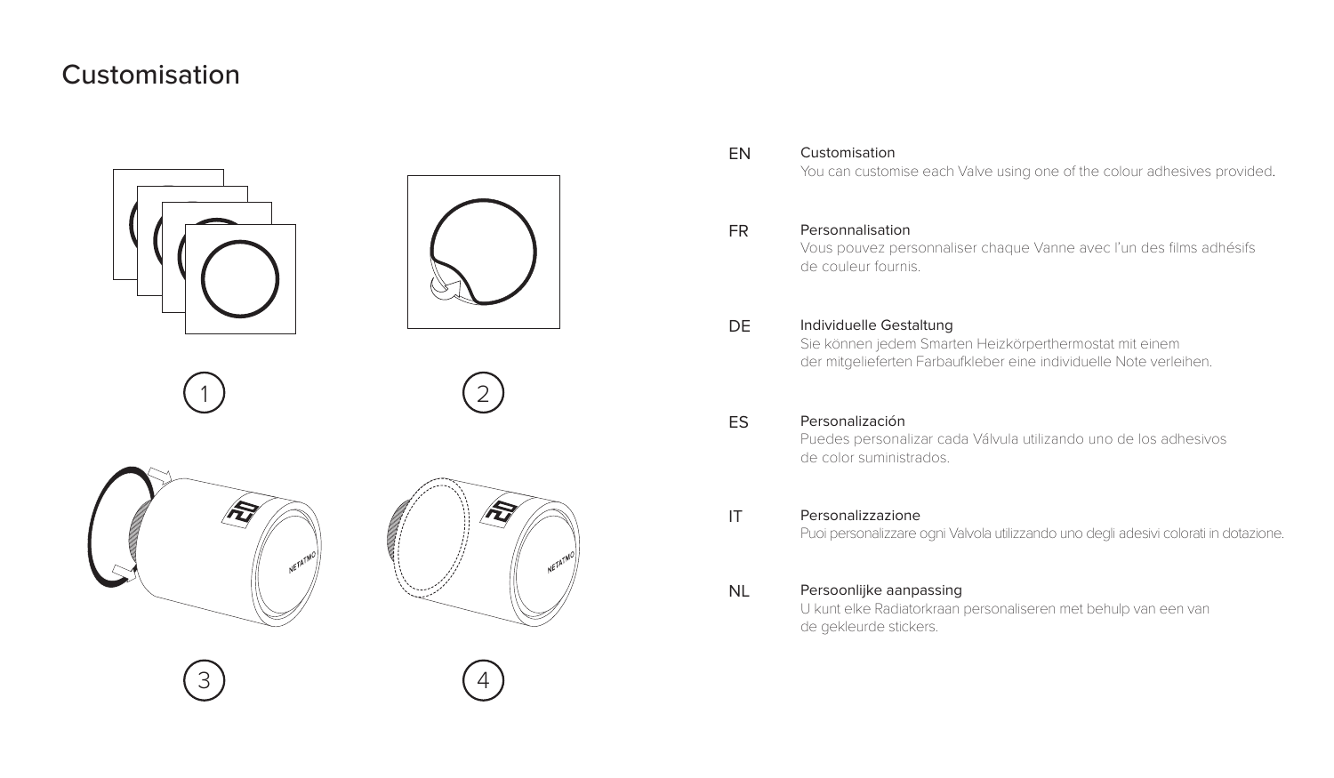# Customisation

1

2

3

4

**EN**

Customisation

You can customise each Valve using one of the colour adhesives provided.

**FR**

Personnalisation

Vous pouvez personnaliser chaque Vanne avec l'un des films adhésifs de couleur fournis.

**DE**

Individuelle Gestaltung

Sie können jedem Smarten Heizkörperthermostat mit einem der mitgelieferten Farbaufkleber eine individuelle Note verleihen.

**ES**

Personalización

Puedes personalizar cada Válvula utilizando uno de los adhesivos de color suministrados.

**IT**

Personalizzazione

Puoi personalizzare ogni Valvola utilizzando uno degli adesivi colorati in dotazione.

**NL**

Persoonlijke aanpassing

U kunt elke Radiatorkraan personaliseren met behulp van een van de gekleurde stickers.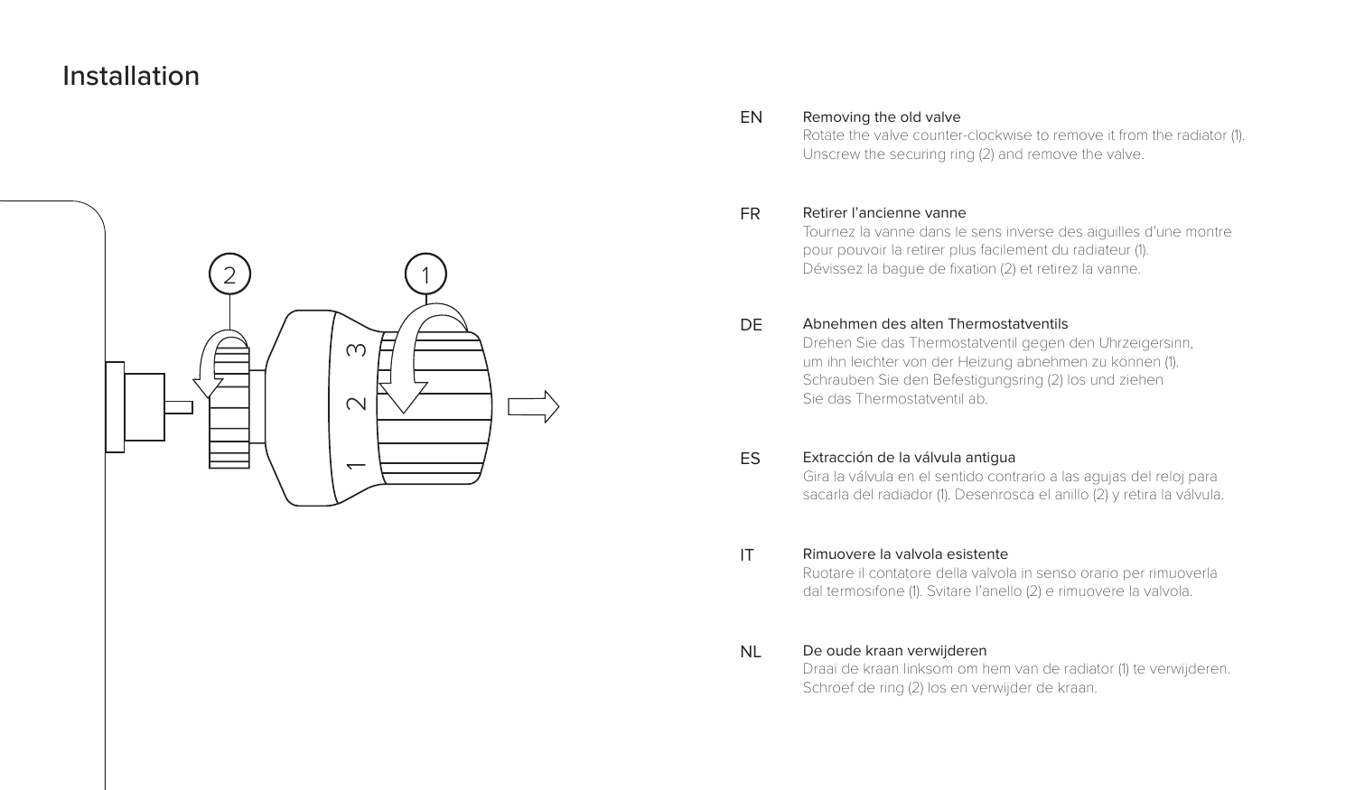# Installation

**EN**

**Removing the old valve**

Rotate the valve counter-clockwise to remove it from the radiator (1). Unscrew the securing ring (2) and remove the valve.

**FR**

**Retirer l'ancienne vanne**

Tournez la vanne dans le sens inverse des aiguilles d'une montre pour pouvoir la retirer plus facilement du radiateur (1). Dévissez la bague de fixation (2) et retirez la vanne.

**DE**

**Abnehmen des alten Thermostatventils**

Drehen Sie das Thermostatventil gegen den Uhrzeigersinn, um ihn leichter von der Heizung abnehmen zu können (1). Schrauben Sie den Befestigungsring (2) los und ziehen Sie das Thermostatventil ab.

**ES**

**Extracción de la válvula antigua**

Gira la válvula en el sentido contrario a las agujas del reloj para sacarla del radiador (1). Desenrosca el anillo (2) y retira la válvula.

**IT**

**Rimuovere la valvola esistente**

Ruotare il contatore della valvola in senso orario per rimuoverla dal termosifone (1). Svitare l'anello (2) e rimuovere la valvola.

**NL**

**De oude kraan verwijderen**

Draai de kraan linksom om hem van de radiator (1) te verwijderen. Schroef de ring (2) los en verwijder de kraan.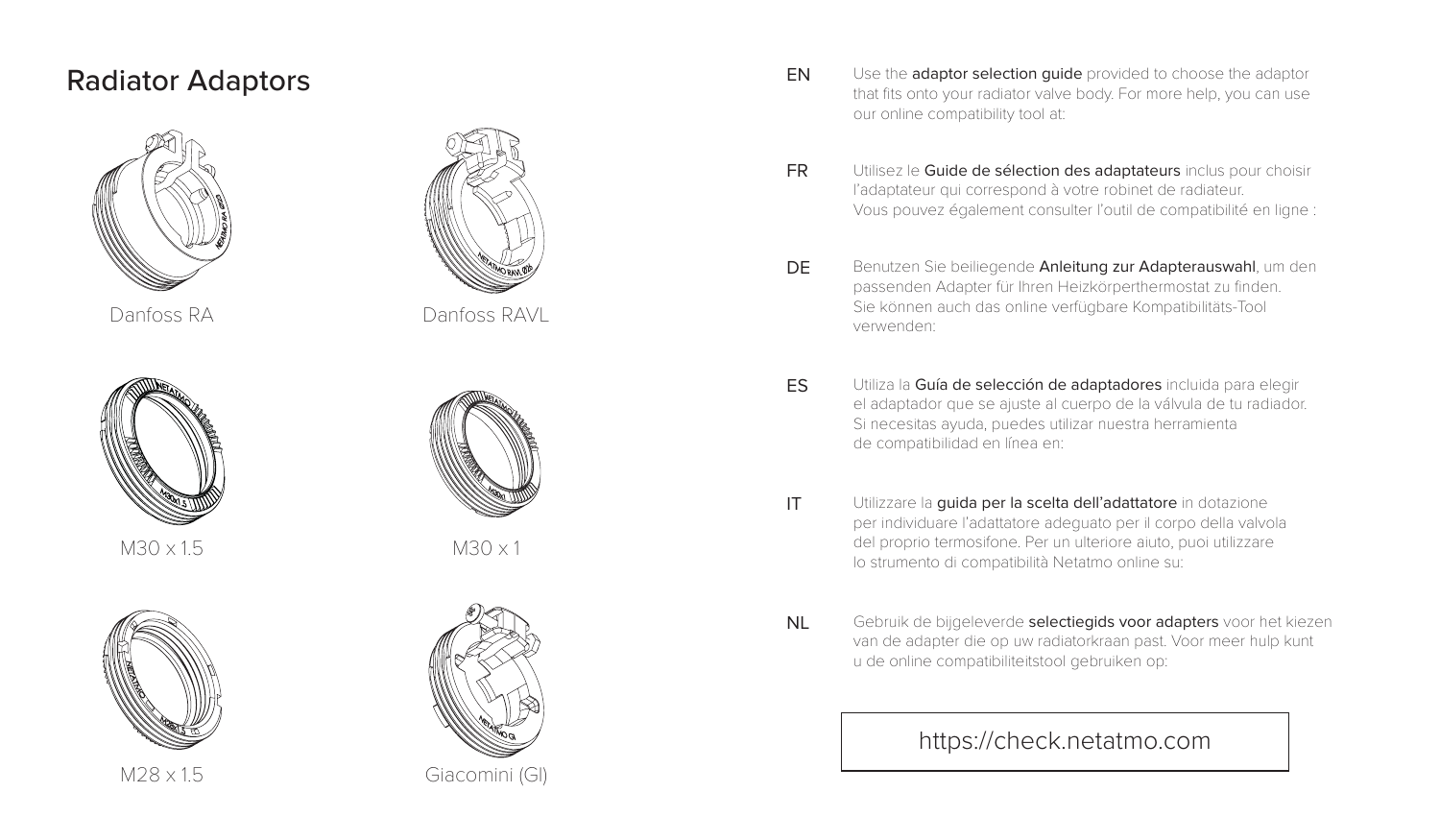# Radiator Adaptors

Danfoss RA

Danfoss RAVL

M30 x 1.5

M30 x 1

M28 x 1.5

Giacomini (GI)

EN Use the **adaptor selection guide** provided to choose the adaptor that fits onto your radiator valve body. For more help, you can use our online compatibility tool at:

FR Utilisez le **Guide de sélection des adaptateurs** inclus pour choisir l'adaptateur qui correspond à votre robinet de radiateur. Vous pouvez également consulter l'outil de compatibilité en ligne :

DE Benutzen Sie beiliegende **Anleitung zur Adapterauswahl**, um den passenden Adapter für Ihren Heizkörperthermostat zu finden. Sie können auch das online verfügbare Kompatibilitäts-Tool verwenden:

ES Utiliza la **Guía de selección de adaptadores** incluida para elegir el adaptador que se ajuste al cuerpo de la válvula de tu radiador. Si necesitas ayuda, puedes utilizar nuestra herramienta de compatibilidad en línea en:

IT Utilizzare la **guida per la scelta dell'adattatore** in dotazione per individuare l'adattatore adeguato per il corpo della valvola del proprio termosifone. Per un ulteriore aiuto, puoi utilizzare lo strumento di compatibilità Netatmo online su:

NL Gebruik de bijgeleverde **selectiegids voor adapters** voor het kiezen van de adapter die op uw radiatorkraan past. Voor meer hulp kunt u de online compatibiliteitstool gebruiken op:

https://check.netatmo.com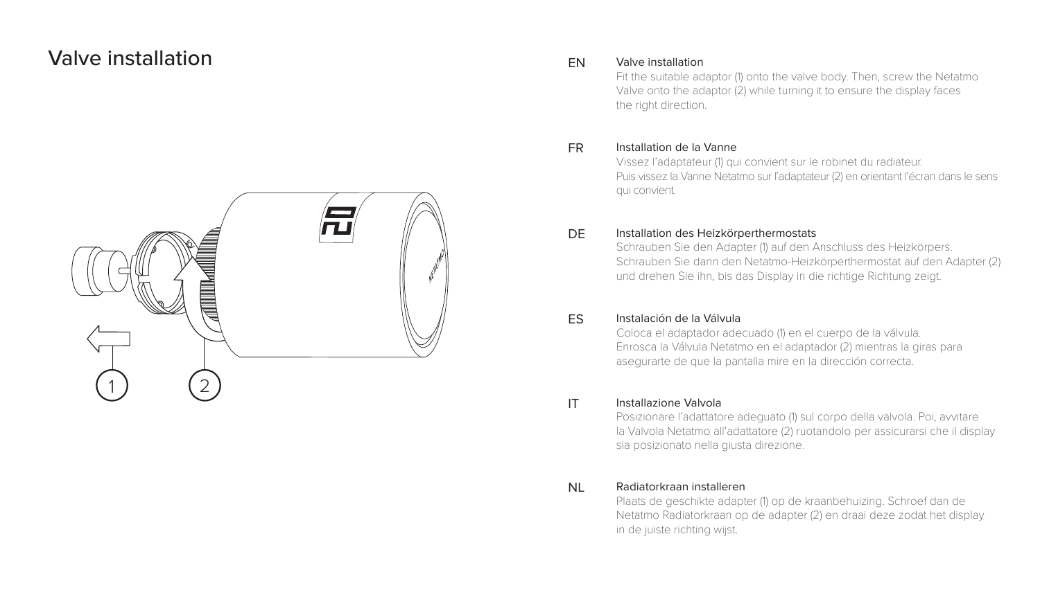# Valve installation

1

2

**EN** Valve installation

Fit the suitable adaptor (1) onto the valve body. Then, screw the Netatmo Valve onto the adaptor (2) while turning it to ensure the display faces the right direction.

**FR** Installation de la Vanne

Vissez l'adaptateur (1) qui convient sur le robinet du radiateur.
Puis vissez la Vanne Netatmo sur l'adaptateur (2) en orientant l'écran dans le sens qui convient.

**DE** Installation des Heizkörperthermostats

Schrauben Sie den Adapter (1) auf den Anschluss des Heizkörpers.
Schrauben Sie dann den Netatmo-Heizkörperthermostat auf den Adapter (2) und drehen Sie ihn, bis das Display in die richtige Richtung zeigt.

**ES** Instalación de la Válvula

Coloca el adaptador adecuado (1) en el cuerpo de la válvula.
Enrosca la Válvula Netatmo en el adaptador (2) mientras la giras para asegurarte de que la pantalla mire en la dirección correcta.

**IT** Installazione Valvola

Posizionare l'adattatore adeguato (1) sul corpo della valvola. Poi, avvitare la Valvola Netatmo all'adattatore (2) ruotandolo per assicurarsi che il display sia posizionato nella giusta direzione.

**NL** Radiatorkraan installeren

Plaats de geschikte adapter (1) op de kraanbehuizing. Schroef dan de Netatmo Radiatorkraan op de adapter (2) en draai deze zodat het display in de juiste richting wijst.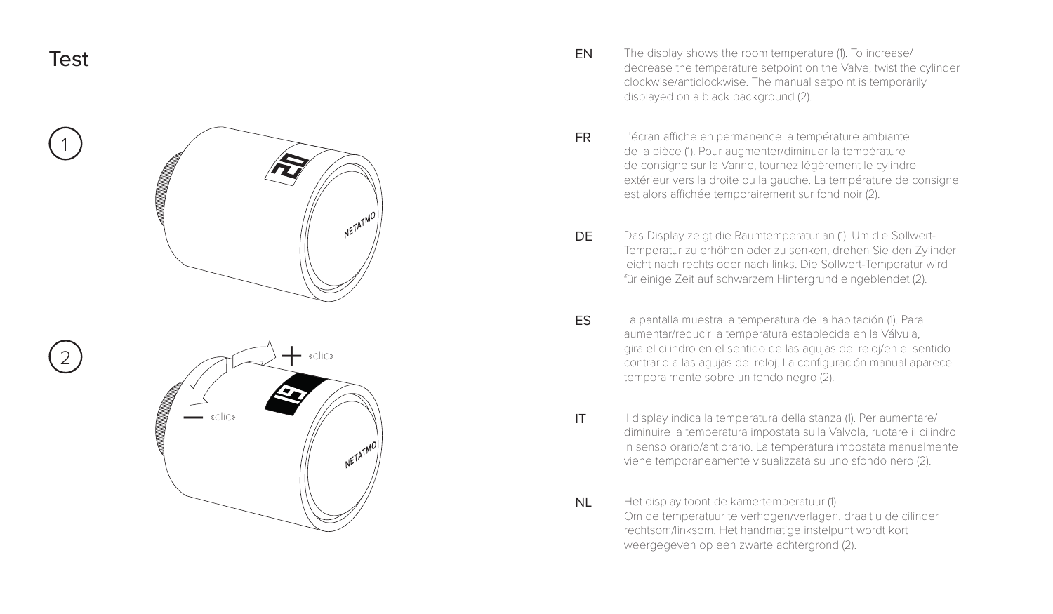# Test

1

2

+ «clic»

— «clic»

**EN** The display shows the room temperature (1). To increase/decrease the temperature setpoint on the Valve, twist the cylinder clockwise/anticlockwise. The manual setpoint is temporarily displayed on a black background (2).

**FR** L'écran affiche en permanence la température ambiante de la pièce (1). Pour augmenter/diminuer la température de consigne sur la Vanne, tournez légèrement le cylindre extérieur vers la droite ou la gauche. La température de consigne est alors affichée temporairement sur fond noir (2).

**DE** Das Display zeigt die Raumtemperatur an (1). Um die Sollwert-Temperatur zu erhöhen oder zu senken, drehen Sie den Zylinder leicht nach rechts oder nach links. Die Sollwert-Temperatur wird für einige Zeit auf schwarzem Hintergrund eingeblendet (2).

**ES** La pantalla muestra la temperatura de la habitación (1). Para aumentar/reducir la temperatura establecida en la Válvula, gira el cilindro en el sentido de las agujas del reloj/en el sentido contrario a las agujas del reloj. La configuración manual aparece temporalmente sobre un fondo negro (2).

**IT** Il display indica la temperatura della stanza (1). Per aumentare/diminuire la temperatura impostata sulla Valvola, ruotare il cilindro in senso orario/antiorario. La temperatura impostata manualmente viene temporaneamente visualizzata su uno sfondo nero (2).

**NL** Het display toont de kamertemperatuur (1). Om de temperatuur te verhogen/verlagen, draait u de cilinder rechtsom/linksom. Het handmatige instelpunt wordt kort weergegeven op een zwarte achtergrond (2).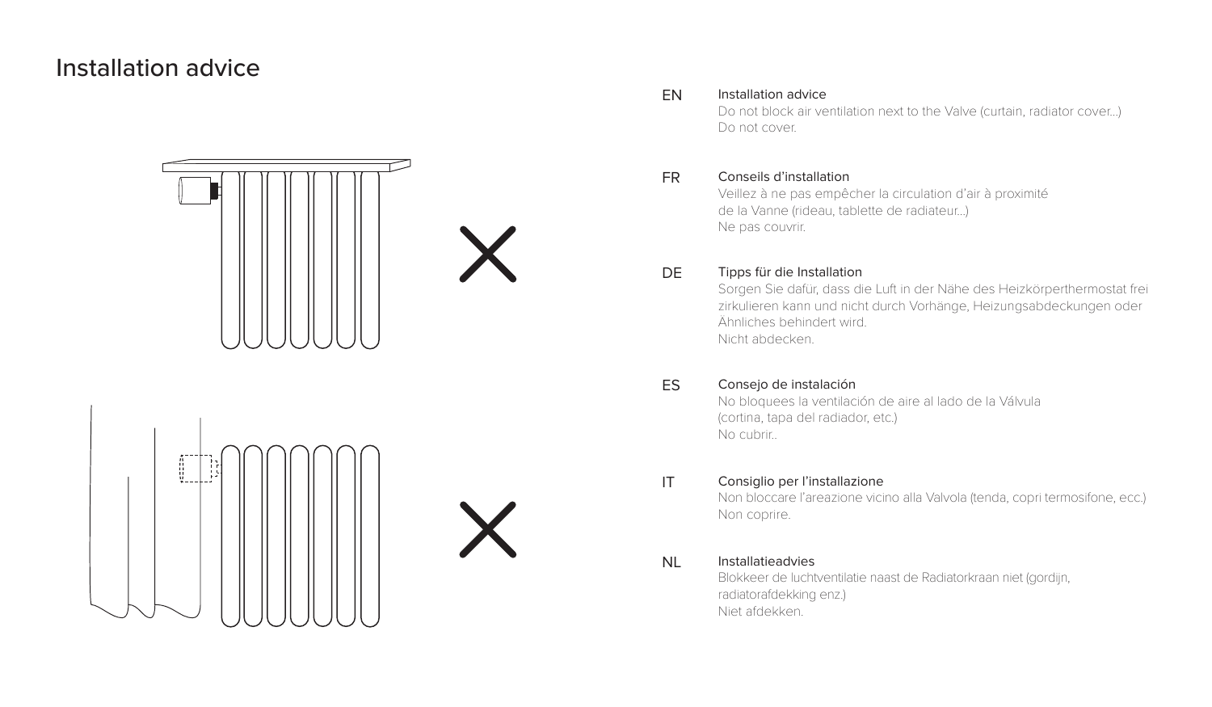# Installation advice

**EN** Installation advice

Do not block air ventilation next to the Valve (curtain, radiator cover...)
Do not cover.

**FR** Conseils d'installation

Veillez à ne pas empêcher la circulation d'air à proximité de la Vanne (rideau, tablette de radiateur...)
Ne pas couvrir.

**DE** Tipps für die Installation

Sorgen Sie dafür, dass die Luft in der Nähe des Heizkörperthermostat frei zirkulieren kann und nicht durch Vorhänge, Heizungsabdeckungen oder Ähnliches behindert wird.
Nicht abdecken.

**ES** Consejo de instalación

No bloquees la ventilación de aire al lado de la Válvula (cortina, tapa del radiador, etc.)
No cubrir..

**IT** Consiglio per l'installazione

Non bloccare l'areazione vicino alla Valvola (tenda, copri termosifone, ecc.)
Non coprire.

**NL** Installatieadvies

Blokkeer de luchtventilatie naast de Radiatorkraan niet (gordijn, radiatorafdekking enz.)
Niet afdekken.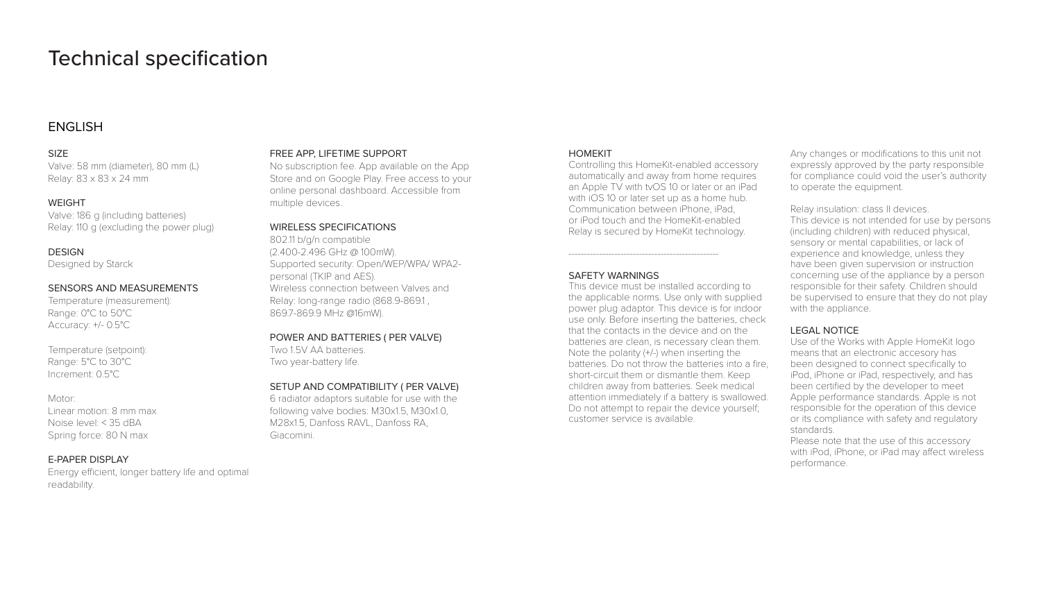# Technical specification

## ENGLISH

### SIZE
Valve: 58 mm (diameter), 80 mm (L)
Relay: 83 x 83 x 24 mm

### WEIGHT
Valve: 186 g (including batteries)
Relay: 110 g (excluding the power plug)

### DESIGN
Designed by Starck

### SENSORS AND MEASUREMENTS
Temperature (measurement):
Range: 0°C to 50°C
Accuracy: +/- 0.5°C

Temperature (setpoint):
Range: 5°C to 30°C
Increment: 0.5°C

Motor:
Linear motion: 8 mm max
Noise level: < 35 dBA
Spring force: 80 N max

### E-PAPER DISPLAY
Energy efficient, longer battery life and optimal readability.

### FREE APP, LIFETIME SUPPORT
No subscription fee. App available on the App Store and on Google Play. Free access to your online personal dashboard. Accessible from multiple devices.

### WIRELESS SPECIFICATIONS
802.11 b/g/n compatible
(2.400-2.496 GHz @ 100mW).
Supported security: Open/WEP/WPA/ WPA2-personal (TKIP and AES).
Wireless connection between Valves and Relay: long-range radio (868.9-869.1 , 869.7-869.9 MHz @16mW).

### POWER AND BATTERIES ( PER VALVE)
Two 1.5V AA batteries.
Two year-battery life.

### SETUP AND COMPATIBILITY ( PER VALVE)
6 radiator adaptors suitable for use with the following valve bodies: M30x1.5, M30x1.0, M28x1.5, Danfoss RAVL, Danfoss RA, Giacomini.

### HOMEKIT
Controlling this HomeKit-enabled accessory automatically and away from home requires an Apple TV with tvOS 10 or later or an iPad with iOS 10 or later set up as a home hub. Communication between iPhone, iPad, or iPod touch and the HomeKit-enabled Relay is secured by HomeKit technology.

---

### SAFETY WARNINGS
This device must be installed according to the applicable norms. Use only with supplied power plug adaptor. This device is for indoor use only. Before inserting the batteries, check that the contacts in the device and on the batteries are clean, is necessary clean them. Note the polarity (+/-) when inserting the batteries. Do not throw the batteries into a fire, short-circuit them or dismantle them. Keep children away from batteries. Seek medical attention immediately if a battery is swallowed. Do not attempt to repair the device yourself; customer service is available.

Any changes or modifications to this unit not expressly approved by the party responsible for compliance could void the user's authority to operate the equipment.

Relay insulation: class II devices.
This device is not intended for use by persons (including children) with reduced physical, sensory or mental capabilities, or lack of experience and knowledge, unless they have been given supervision or instruction concerning use of the appliance by a person responsible for their safety. Children should be supervised to ensure that they do not play with the appliance.

### LEGAL NOTICE
Use of the Works with Apple HomeKit logo means that an electronic accesory has been designed to connect specifically to iPod, iPhone or iPad, respectively, and has been certified by the developer to meet Apple performance standards. Apple is not responsible for the operation of this device or its compliance with safety and regulatory standards.
Please note that the use of this accessory with iPod, iPhone, or iPad may affect wireless performance.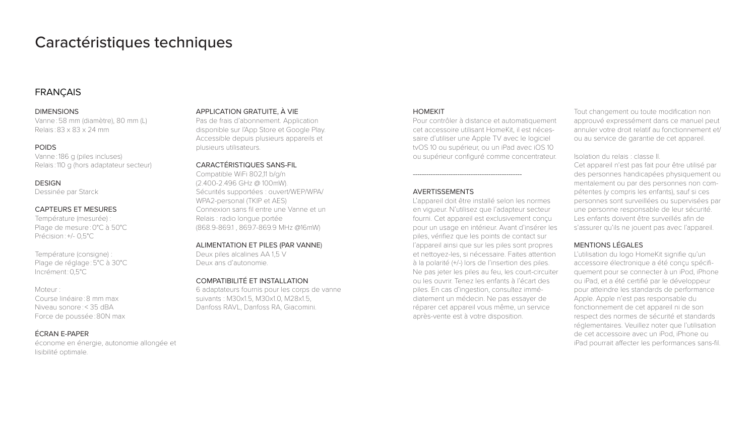# Caractéristiques techniques

## FRANÇAIS

### DIMENSIONS

Vanne : 58 mm (diamètre), 80 mm (L)
Relais : 83 x 83 x 24 mm

### POIDS

Vanne : 186 g (piles incluses)
Relais : 110 g (hors adaptateur secteur)

### DESIGN

Dessinée par Starck

### CAPTEURS ET MESURES

Température (mesurée) :
Plage de mesure : 0°C à 50°C
Précision : +/- 0,5°C

Température (consigne) :
Plage de réglage : 5°C à 30°C
Incrément : 0,5°C

Moteur :
Course linéaire : 8 mm max
Niveau sonore : < 35 dBA
Force de poussée : 80N max

### ÉCRAN E-PAPER

économe en énergie, autonomie allongée et lisibilité optimale.

### APPLICATION GRATUITE, À VIE

Pas de frais d'abonnement. Application disponible sur l'App Store et Google Play. Accessible depuis plusieurs appareils et plusieurs utilisateurs.

### CARACTÉRISTIQUES SANS-FIL

Compatible WiFi 802,11 b/g/n
(2.400-2.496 GHz @ 100mW).
Sécurités supportées : ouvert/WEP/WPA/WPA2-personal (TKIP et AES)
Connexion sans fil entre une Vanne et un Relais : radio longue portée
(868.9-869.1 , 869.7-869.9 MHz @16mW)

### ALIMENTATION ET PILES (PAR VANNE)

Deux piles alcalines AA 1,5 V
Deux ans d'autonomie.

### COMPATIBILITÉ ET INSTALLATION

6 adaptateurs fournis pour les corps de vanne suivants : M30x1.5, M30x1.0, M28x1.5, Danfoss RAVL, Danfoss RA, Giacomini.

### HOMEKIT

Pour contrôler à distance et automatiquement cet accessoire utilisant HomeKit, il est nécessaire d'utiliser une Apple TV avec le logiciel tvOS 10 ou supérieur, ou un iPad avec iOS 10 ou supérieur configuré comme concentrateur.

---

### AVERTISSEMENTS

L'appareil doit être installé selon les normes en vigueur. N'utilisez que l'adaptateur secteur fourni. Cet appareil est exclusivement conçu pour un usage en intérieur. Avant d'insérer les piles, vérifiez que les points de contact sur l'appareil ainsi que sur les piles sont propres et nettoyez-les, si nécessaire. Faites attention à la polarité (+/-) lors de l'insertion des piles. Ne pas jeter les piles au feu, les court-circuiter ou les ouvrir. Tenez les enfants à l'écart des piles. En cas d'ingestion, consultez immédiatement un médecin. Ne pas essayer de réparer cet appareil vous même, un service après-vente est à votre disposition.

Tout changement ou toute modification non approuvé expressément dans ce manuel peut annuler votre droit relatif au fonctionnement et/ou au service de garantie de cet appareil.

Isolation du relais : classe II.
Cet appareil n'est pas fait pour être utilisé par des personnes handicapées physiquement ou mentalement ou par des personnes non compétentes (y compris les enfants), sauf si ces personnes sont surveillées ou supervisées par une personne responsable de leur sécurité. Les enfants doivent être surveillés afin de s'assurer qu'ils ne jouent pas avec l'appareil.

### MENTIONS LÉGALES

L'utilisation du logo HomeKit signifie qu'un accessoire électronique a été conçu spécifiquement pour se connecter à un iPod, iPhone ou iPad, et a été certifié par le développeur pour atteindre les standards de performance Apple. Apple n'est pas responsable du fonctionnement de cet appareil ni de son respect des normes de sécurité et standards réglementaires. Veuillez noter que l'utilisation de cet accessoire avec un iPod, iPhone ou iPad pourrait affecter les performances sans-fil.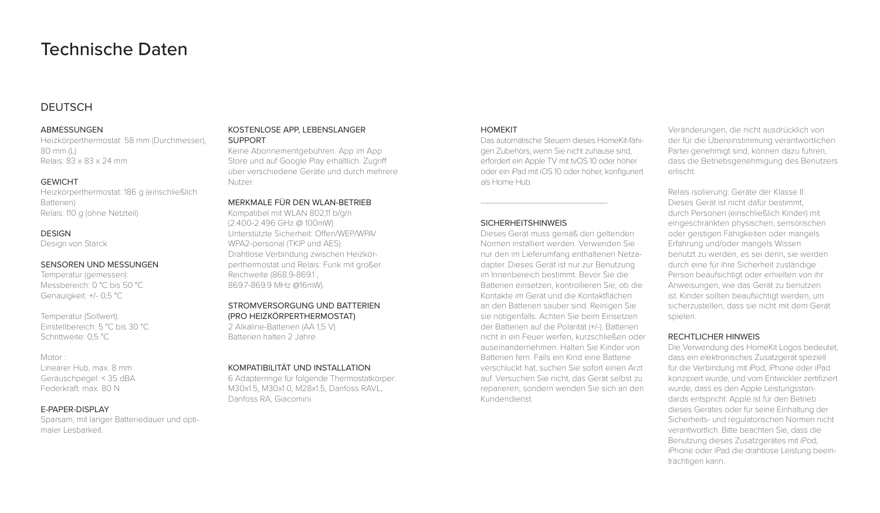# Technische Daten

## DEUTSCH

### ABMESSUNGEN
Heizkörperthermostat: 58 mm (Durchmesser), 80 mm (L)
Relais: 83 x 83 x 24 mm

### GEWICHT
Heizkörperthermostat: 186 g (einschließlich Batterien)
Relais: 110 g (ohne Netzteil)

### DESIGN
Design von Starck

### SENSOREN UND MESSUNGEN
Temperatur (gemessen):
Messbereich: 0 °C bis 50 °C
Genauigkeit: +/- 0,5 °C

Temperatur (Sollwert):
Einstellbereich: 5 °C bis 30 °C
Schrittweite: 0,5 °C

Motor :
Linearer Hub, max. 8 mm
Geräuschpegel: < 35 dBA
Federkraft: max. 80 N

### E-PAPER-DISPLAY
Sparsam, mit langer Batteriedauer und optimaler Lesbarkeit.

### KOSTENLOSE APP, LEBENSLANGER SUPPORT
Keine Abonnementgebühren. App im App Store und auf Google Play erhältlich. Zugriff über verschiedene Geräte und durch mehrere Nutzer.

### MERKMALE FÜR DEN WLAN-BETRIEB
Kompatibel mit WLAN 802,11 b/g/n (2.400-2.496 GHz @ 100mW).
Unterstützte Sicherheit: Offen/WEP/WPA/WPA2-personal (TKIP und AES).
Drahtlose Verbindung zwischen Heizkörperthermostat und Relais: Funk mit großer Reichweite (868.9-869.1 , 869.7-869.9 MHz @16mW).

### STROMVERSORGUNG UND BATTERIEN (PRO HEIZKÖRPERTHERMOSTAT)
2 Alkaline-Batterien (AA 1,5 V)
Batterien halten 2 Jahre.

### KOMPATIBILITÄT UND INSTALLATION
6 Adapterringe für folgende Thermostatkörper: M30x1.5, M30x1.0, M28x1.5, Danfoss RAVL, Danfoss RA, Giacomini.

### HOMEKIT
Das automatische Steuern dieses HomeKit-fähigen Zubehörs, wenn Sie nicht zuhause sind, erfordert ein Apple TV mit tvOS 10 oder höher oder ein iPad mit iOS 10 oder höher, konfiguriert als Home Hub.

---

### SICHERHEITSHINWEIS
Dieses Gerät muss gemäß den geltenden Normen installiert werden. Verwenden Sie nur den im Lieferumfang enthaltenen Netzadapter. Dieses Gerät ist nur zur Benutzung im Innenbereich bestimmt. Bevor Sie die Batterien einsetzen, kontrollieren Sie, ob die Kontakte im Gerät und die Kontaktflächen an den Batterien sauber sind. Reinigen Sie sie nötigenfalls. Achten Sie beim Einsetzen der Batterien auf die Polarität (+/-). Batterien nicht in ein Feuer werfen, kurzschließen oder auseinandernehmen. Halten Sie Kinder von Batterien fern. Falls ein Kind eine Batterie verschluckt hat, suchen Sie sofort einen Arzt auf. Versuchen Sie nicht, das Gerät selbst zu reparieren, sondern wenden Sie sich an den Kundendienst.

Veränderungen, die nicht ausdrücklich von der für die Übereinstimmung verantwortlichen Partei genehmigt sind, können dazu führen, dass die Betriebsgenehmigung des Benutzers erlischt.

Relais isolierung: Geräte der Klasse II.
Dieses Gerät ist nicht dafür bestimmt, durch Personen (einschließlich Kinder) mit eingeschränkten physischen, sensorischen oder geistigen Fähigkeiten oder mangels Erfahrung und/oder mangels Wissen benutzt zu werden, es sei denn, sie werden durch eine für ihre Sicherheit zuständige Person beaufsichtigt oder erhielten von ihr Anweisungen, wie das Gerät zu benutzen ist. Kinder sollten beaufsichtigt werden, um sicherzustellen, dass sie nicht mit dem Gerät spielen.

### RECHTLICHER HINWEIS
Die Verwendung des HomeKit Logos bedeutet, dass ein elektronisches Zusatzgerät speziell für die Verbindung mit iPod, iPhone oder iPad konzipiert wurde, und vom Entwickler zertifiziert wurde, dass es den Apple Leistungsstandards entspricht. Apple ist für den Betrieb dieses Gerätes oder für seine Einhaltung der Sicherheits- und regulatorischen Normen nicht verantwortlich. Bitte beachten Sie, dass die Benutzung dieses Zusatzgerätes mit iPod, iPhone oder iPad die drahtlose Leistung beeinträchtigen kann.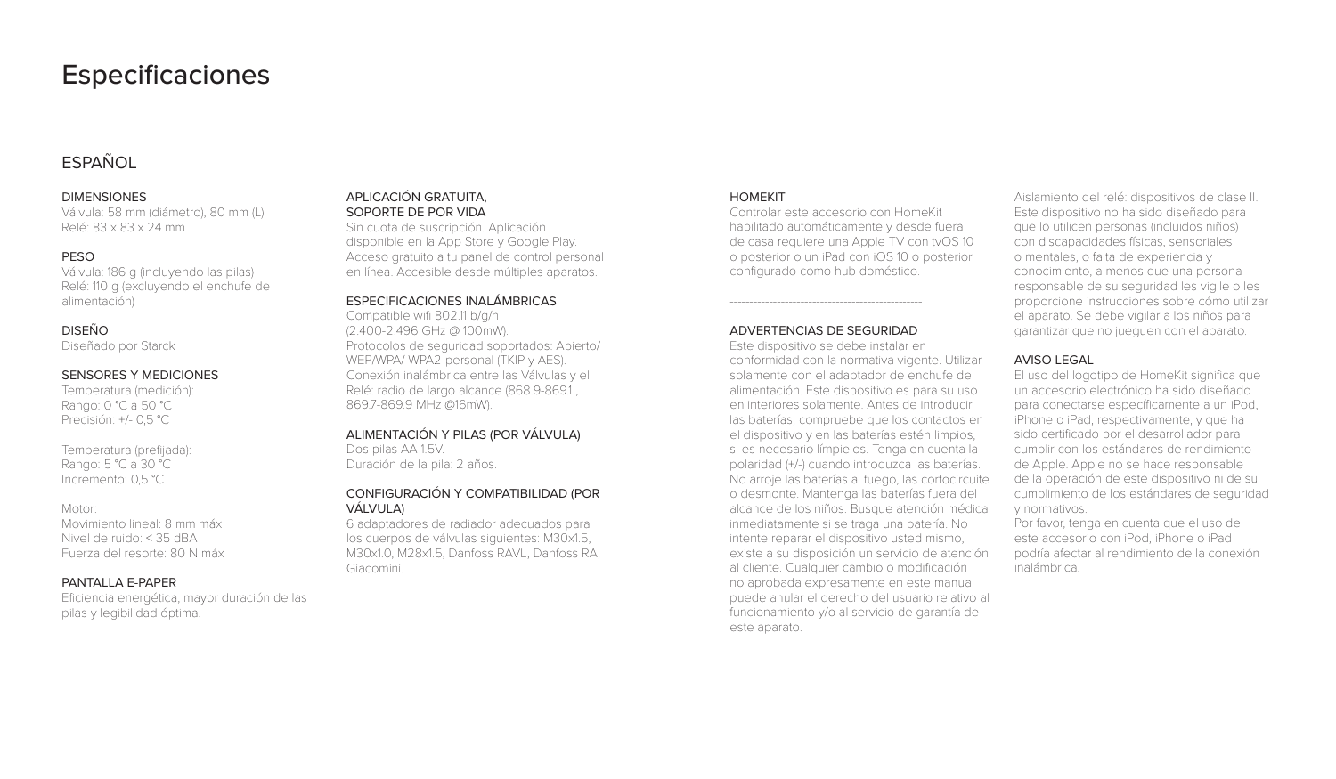# Especificaciones

## ESPAÑOL

### DIMENSIONES

Válvula: 58 mm (diámetro), 80 mm (L)
Relé: 83 x 83 x 24 mm

### PESO

Válvula: 186 g (incluyendo las pilas)
Relé: 110 g (excluyendo el enchufe de alimentación)

### DISEÑO

Diseñado por Starck

### SENSORES Y MEDICIONES

Temperatura (medición):
Rango: 0 °C a 50 °C
Precisión: +/- 0,5 °C

Temperatura (prefijada):
Rango: 5 °C a 30 °C
Incremento: 0,5 °C

Motor:
Movimiento lineal: 8 mm máx
Nivel de ruido: < 35 dBA
Fuerza del resorte: 80 N máx

### PANTALLA E-PAPER

Eficiencia energética, mayor duración de las pilas y legibilidad óptima.

### APLICACIÓN GRATUITA, SOPORTE DE POR VIDA

Sin cuota de suscripción. Aplicación disponible en la App Store y Google Play. Acceso gratuito a tu panel de control personal en línea. Accesible desde múltiples aparatos.

### ESPECIFICACIONES INALÁMBRICAS

Compatible wifi 802.11 b/g/n
(2.400-2.496 GHz @ 100mW).
Protocolos de seguridad soportados: Abierto/ WEP/WPA/ WPA2-personal (TKIP y AES).
Conexión inalámbrica entre las Válvulas y el Relé: radio de largo alcance (868.9-869.1 , 869.7-869.9 MHz @16mW).

### ALIMENTACIÓN Y PILAS (POR VÁLVULA)

Dos pilas AA 1.5V.
Duración de la pila: 2 años.

### CONFIGURACIÓN Y COMPATIBILIDAD (POR VÁLVULA)

6 adaptadores de radiador adecuados para los cuerpos de válvulas siguientes: M30x1.5, M30x1.0, M28x1.5, Danfoss RAVL, Danfoss RA, Giacomini.

### HOMEKIT

Controlar este accesorio con HomeKit habilitado automáticamente y desde fuera de casa requiere una Apple TV con tvOS 10 o posterior o un iPad con iOS 10 o posterior configurado como hub doméstico.

---

### ADVERTENCIAS DE SEGURIDAD

Este dispositivo se debe instalar en conformidad con la normativa vigente. Utilizar solamente con el adaptador de enchufe de alimentación. Este dispositivo es para su uso en interiores solamente. Antes de introducir las baterías, compruebe que los contactos en el dispositivo y en las baterías estén limpios, si es necesario límpielos. Tenga en cuenta la polaridad (+/-) cuando introduzca las baterías. No arroje las baterías al fuego, las cortocircuite o desmonte. Mantenga las baterías fuera del alcance de los niños. Busque atención médica inmediatamente si se traga una batería. No intente reparar el dispositivo usted mismo, existe a su disposición un servicio de atención al cliente. Cualquier cambio o modificación no aprobada expresamente en este manual puede anular el derecho del usuario relativo al funcionamiento y/o al servicio de garantía de este aparato.

Aislamiento del relé: dispositivos de clase II. Este dispositivo no ha sido diseñado para que lo utilicen personas (incluidos niños) con discapacidades físicas, sensoriales o mentales, o falta de experiencia y conocimiento, a menos que una persona responsable de su seguridad les vigile o les proporcione instrucciones sobre cómo utilizar el aparato. Se debe vigilar a los niños para garantizar que no jueguen con el aparato.

### AVISO LEGAL

El uso del logotipo de HomeKit significa que un accesorio electrónico ha sido diseñado para conectarse específicamente a un iPod, iPhone o iPad, respectivamente, y que ha sido certificado por el desarrollador para cumplir con los estándares de rendimiento de Apple. Apple no se hace responsable de la operación de este dispositivo ni de su cumplimiento de los estándares de seguridad y normativos.
Por favor, tenga en cuenta que el uso de este accesorio con iPod, iPhone o iPad podría afectar al rendimiento de la conexión inalámbrica.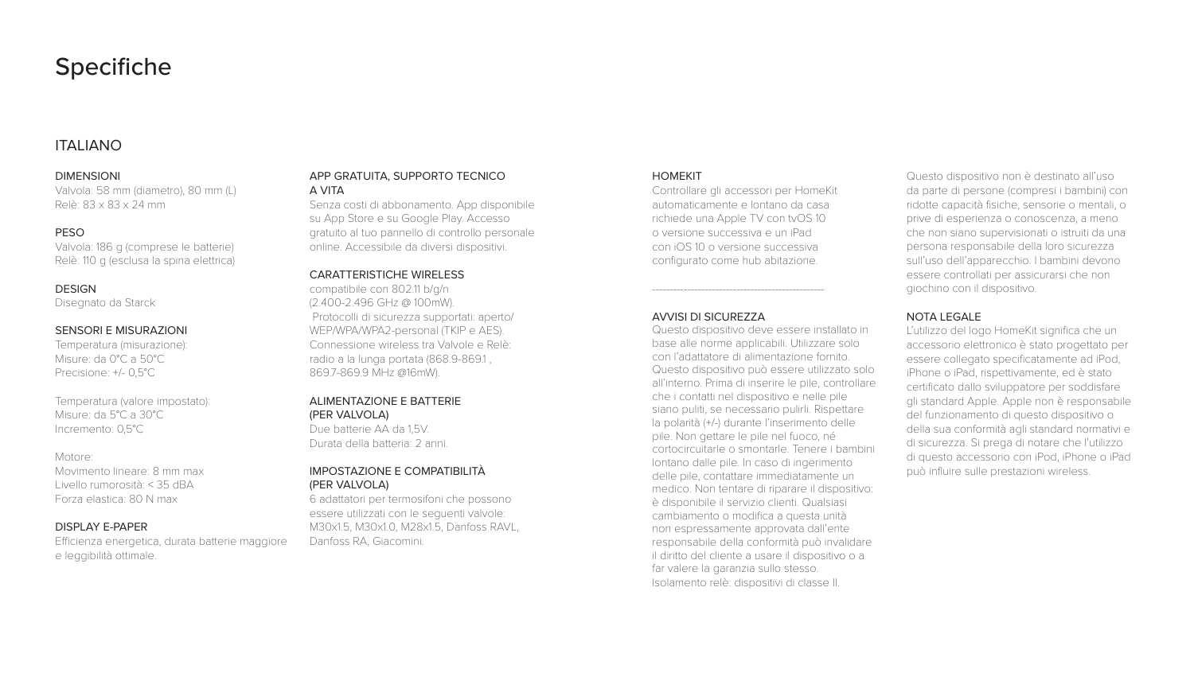# Specifiche

## ITALIANO

### DIMENSIONI

Valvola: 58 mm (diametro), 80 mm (L)
Relè: 83 x 83 x 24 mm

### PESO

Valvola: 186 g (comprese le batterie)
Relè: 110 g (esclusa la spina elettrica)

### DESIGN

Disegnato da Starck

### SENSORI E MISURAZIONI

Temperatura (misurazione):
Misure: da 0°C a 50°C
Precisione: +/- 0,5°C

Temperatura (valore impostato):
Misure: da 5°C a 30°C
Incremento: 0,5°C

Motore:
Movimento lineare: 8 mm max
Livello rumorosità: < 35 dBA
Forza elastica: 80 N max

### DISPLAY E-PAPER

Efficienza energetica, durata batterie maggiore e leggibilità ottimale.

### APP GRATUITA, SUPPORTO TECNICO A VITA

Senza costi di abbonamento. App disponibile su App Store e su Google Play. Accesso gratuito al tuo pannello di controllo personale online. Accessibile da diversi dispositivi.

### CARATTERISTICHE WIRELESS

compatibile con 802.11 b/g/n (2.400-2.496 GHz @ 100mW).
Protocolli di sicurezza supportati: aperto/ WEP/WPA/WPA2-personal (TKIP e AES).
Connessione wireless tra Valvole e Relè: radio a la lunga portata (868.9-869.1 , 869.7-869.9 MHz @16mW).

### ALIMENTAZIONE E BATTERIE (PER VALVOLA)

Due batterie AA da 1,5V.
Durata della batteria: 2 anni.

### IMPOSTAZIONE E COMPATIBILITÀ (PER VALVOLA)

6 adattatori per termosifoni che possono essere utilizzati con le seguenti valvole: M30x1.5, M30x1.0, M28x1.5, Danfoss RAVL, Danfoss RA, Giacomini.

### HOMEKIT

Controllare gli accessori per HomeKit automaticamente e lontano da casa richiede una Apple TV con tvOS 10 o versione successiva e un iPad con iOS 10 o versione successiva configurato come hub abitazione.

---

### AVVISI DI SICUREZZA

Questo dispositivo deve essere installato in base alle norme applicabili. Utilizzare solo con l'adattatore di alimentazione fornito. Questo dispositivo può essere utilizzato solo all'interno. Prima di inserire le pile, controllare che i contatti nel dispositivo e nelle pile siano puliti, se necessario pulirli. Rispettare la polarità (+/-) durante l'inserimento delle pile. Non gettare le pile nel fuoco, né cortocircuitarle o smontarle. Tenere i bambini lontano dalle pile. In caso di ingerimento delle pile, contattare immediatamente un medico. Non tentare di riparare il dispositivo: è disponibile il servizio clienti. Qualsiasi cambiamento o modifica a questa unità non espressamente approvata dall'ente responsabile della conformità può invalidare il diritto del cliente a usare il dispositivo o a far valere la garanzia sullo stesso. Isolamento relè: dispositivi di classe II.

Questo dispositivo non è destinato all'uso da parte di persone (compresi i bambini) con ridotte capacità fisiche, sensorie o mentali, o prive di esperienza o conoscenza, a meno che non siano supervisionati o istruiti da una persona responsabile della loro sicurezza sull'uso dell'apparecchio. I bambini devono essere controllati per assicurarsi che non giochino con il dispositivo.

### NOTA LEGALE

L'utilizzo del logo HomeKit significa che un accessorio elettronico è stato progettato per essere collegato specificatamente ad iPod, iPhone o iPad, rispettivamente, ed è stato certificato dallo sviluppatore per soddisfare gli standard Apple. Apple non è responsabile del funzionamento di questo dispositivo o della sua conformità agli standard normativi e di sicurezza. Si prega di notare che l'utilizzo di questo accessorio con iPod, iPhone o iPad può influire sulle prestazioni wireless.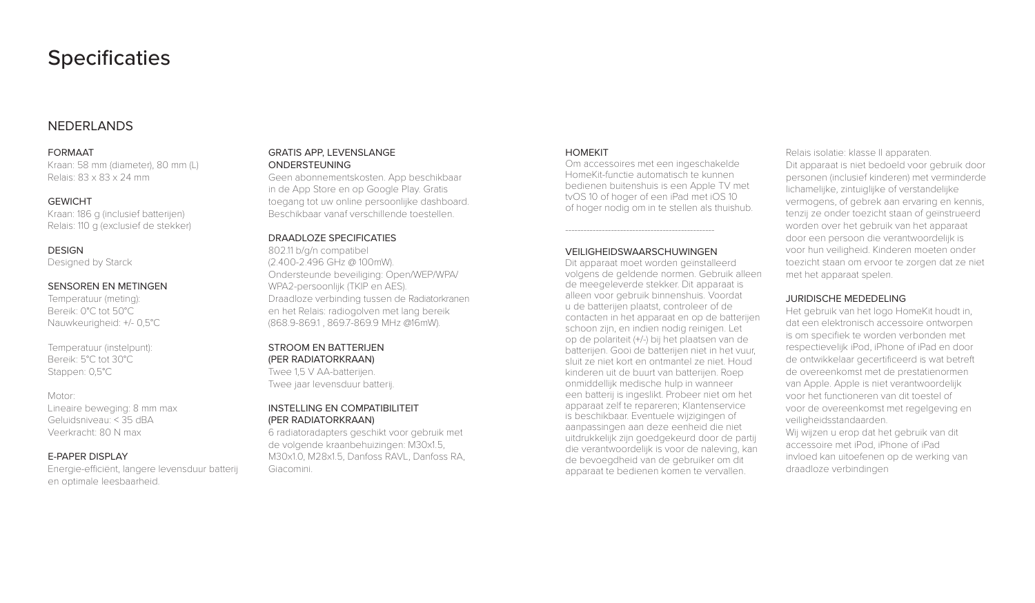# Specificaties

## NEDERLANDS

### FORMAAT

Kraan: 58 mm (diameter), 80 mm (L)
Relais: 83 x 83 x 24 mm

### GEWICHT

Kraan: 186 g (inclusief batterijen)
Relais: 110 g (exclusief de stekker)

### DESIGN

Designed by Starck

### SENSOREN EN METINGEN

Temperatuur (meting):
Bereik: 0°C tot 50°C
Nauwkeurigheid: +/- 0,5°C

Temperatuur (instelpunt):
Bereik: 5°C tot 30°C
Stappen: 0,5°C

Motor:
Lineaire beweging: 8 mm max
Geluidsniveau: < 35 dBA
Veerkracht: 80 N max

### E-PAPER DISPLAY

Energie-efficiënt, langere levensduur batterij en optimale leesbaarheid.

### GRATIS APP, LEVENSLANGE ONDERSTEUNING

Geen abonnementskosten. App beschikbaar in de App Store en op Google Play. Gratis toegang tot uw online persoonlijke dashboard. Beschikbaar vanaf verschillende toestellen.

### DRAADLOZE SPECIFICATIES

802.11 b/g/n compatibel
(2.400-2.496 GHz @ 100mW).
Ondersteunde beveiliging: Open/WEP/WPA/WPA2-persoonlijk (TKIP en AES).
Draadloze verbinding tussen de Radiatorkranen en het Relais: radiogolven met lang bereik (868.9-869.1 , 869.7-869.9 MHz @16mW).

### STROOM EN BATTERIJEN (PER RADIATORKRAAN)

Twee 1,5 V AA-batterijen.
Twee jaar levensduur batterij.

### INSTELLING EN COMPATIBILITEIT (PER RADIATORKRAAN)

6 radiatoradapters geschikt voor gebruik met de volgende kraanbehuizingen: M30x1.5, M30x1.0, M28x1.5, Danfoss RAVL, Danfoss RA, Giacomini.

### HOMEKIT

Om accessoires met een ingeschakelde HomeKit-functie automatisch te kunnen bedienen buitenshuis is een Apple TV met tvOS 10 of hoger of een iPad met iOS 10 of hoger nodig om in te stellen als thuishub.

---

### VEILIGHEIDSWAARSCHUWINGEN

Dit apparaat moet worden geïnstalleerd volgens de geldende normen. Gebruik alleen de meegeleverde stekker. Dit apparaat is alleen voor gebruik binnenshuis. Voordat u de batterijen plaatst, controleer of de contacten in het apparaat en op de batterijen schoon zijn, en indien nodig reinigen. Let op de polariteit (+/-) bij het plaatsen van de batterijen. Gooi de batterijen niet in het vuur, sluit ze niet kort en ontmantel ze niet. Houd kinderen uit de buurt van batterijen. Roep onmiddellijk medische hulp in wanneer een batterij is ingeslikt. Probeer niet om het apparaat zelf te repareren; Klantenservice is beschikbaar. Eventuele wijzigingen of aanpassingen aan deze eenheid die niet uitdrukkelijk zijn goedgekeurd door de partij die verantwoordelijk is voor de naleving, kan de bevoegdheid van de gebruiker om dit apparaat te bedienen komen te vervallen.

Relais isolatie: klasse II apparaten.
Dit apparaat is niet bedoeld voor gebruik door personen (inclusief kinderen) met verminderde lichamelijke, zintuiglijke of verstandelijke vermogens, of gebrek aan ervaring en kennis, tenzij ze onder toezicht staan of geïnstrueerd worden over het gebruik van het apparaat door een persoon die verantwoordelijk is voor hun veiligheid. Kinderen moeten onder toezicht staan om ervoor te zorgen dat ze niet met het apparaat spelen.

### JURIDISCHE MEDEDELING

Het gebruik van het logo HomeKit houdt in, dat een elektronisch accessoire ontworpen is om specifiek te worden verbonden met respectievelijk iPod, iPhone of iPad en door de ontwikkelaar gecertificeerd is wat betreft de overeenkomst met de prestatienormen van Apple. Apple is niet verantwoordelijk voor het functioneren van dit toestel of voor de overeenkomst met regelgeving en veiligheidsstandaarden.
Wij wijzen u erop dat het gebruik van dit accessoire met iPod, iPhone of iPad invloed kan uitoefenen op de werking van draadloze verbindingen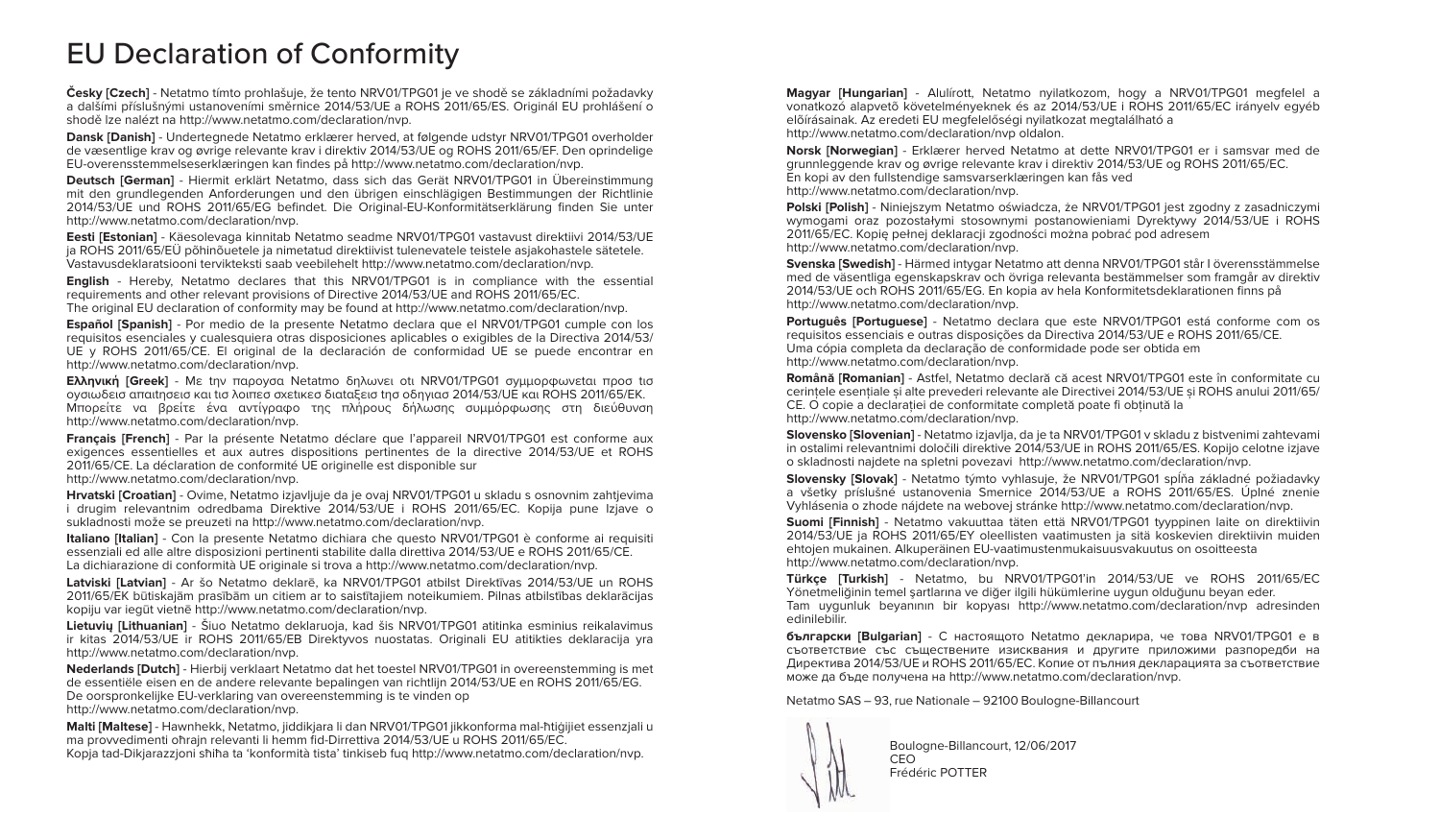# EU Declaration of Conformity

**Česky [Czech]** - Netatmo tímto prohlašuje, že tento NRV01/TPG01 je ve shodě se základními požadavky a dalšími příslušnými ustanoveními směrnice 2014/53/UE a ROHS 2011/65/ES. Originál EU prohlášení o shodě lze nalézt na http://www.netatmo.com/declaration/nvp.

**Dansk [Danish]** - Undertegnede Netatmo erklærer herved, at følgende udstyr NRV01/TPG01 overholder de væsentlige krav og øvrige relevante krav i direktiv 2014/53/UE og ROHS 2011/65/EF. Den oprindelige EU-overensstemmelseserklæringen kan findes på http://www.netatmo.com/declaration/nvp.

**Deutsch [German]** - Hiermit erklärt Netatmo, dass sich das Gerät NRV01/TPG01 in Übereinstimmung mit den grundlegenden Anforderungen und den übrigen einschlägigen Bestimmungen der Richtlinie 2014/53/UE und ROHS 2011/65/EG befindet. Die Original-EU-Konformitätserklärung finden Sie unter http://www.netatmo.com/declaration/nvp.

**Eesti [Estonian]** - Käesolevaga kinnitab Netatmo seadme NRV01/TPG01 vastavust direktiivi 2014/53/UE ja ROHS 2011/65/EÜ põhinõuetele ja nimetatud direktiivist tulenevatele teistele asjakohastele sätetele. Vastavusdeklaratsiooni terviktekstí saab veebilehelt http://www.netatmo.com/declaration/nvp.

**English** - Hereby, Netatmo declares that this NRV01/TPG01 is in compliance with the essential requirements and other relevant provisions of Directive 2014/53/UE and ROHS 2011/65/EC.
The original EU declaration of conformity may be found at http://www.netatmo.com/declaration/nvp.

**Español [Spanish]** - Por medio de la presente Netatmo declara que el NRV01/TPG01 cumple con los requisitos esenciales y cualesquiera otras disposiciones aplicables o exigibles de la Directiva 2014/53/UE y ROHS 2011/65/CE. El original de la declaración de conformidad UE se puede encontrar en http://www.netatmo.com/declaration/nvp.

**Ελληνική [Greek]** - Με την παρουσα Netatmo δηλωνει οτι NRV01/TPG01 συμμορφωνεται προσ τισ ουσιωδεισ απαιτησεισ και τισ λοιπεσ σχετικεσ διαταξεισ τησ οδηγιασ 2014/53/UE και ROHS 2011/65/EK. Μπορείτε να βρείτε ένα αντίγραφο της πλήρους δήλωσης συμμόρφωσης στη διεύθυνση http://www.netatmo.com/declaration/nvp.

**Français [French]** - Par la présente Netatmo déclare que l'appareil NRV01/TPG01 est conforme aux exigences essentielles et aux autres dispositions pertinentes de la directive 2014/53/UE et ROHS 2011/65/CE. La déclaration de conformité UE originelle est disponible sur http://www.netatmo.com/declaration/nvp.

**Hrvatski [Croatian]** - Ovime, Netatmo izjavljuje da je ovaj NRV01/TPG01 u skladu s osnovnim zahtjevima i drugim relevantnim odredbama Direktive 2014/53/UE i ROHS 2011/65/EC. Kopija pune Izjave o sukladnosti može se preuzeti na http://www.netatmo.com/declaration/nvp.

**Italiano [Italian]** - Con la presente Netatmo dichiara che questo NRV01/TPG01 è conforme ai requisiti essenziali ed alle altre disposizioni pertinenti stabilite dalla direttiva 2014/53/UE e ROHS 2011/65/CE.
La dichiarazione di conformità UE originale si trova a http://www.netatmo.com/declaration/nvp.

**Latviski [Latvian]** - Ar šo Netatmo deklarē, ka NRV01/TPG01 atbilst Direktīvas 2014/53/UE un ROHS 2011/65/EK būtiskajām prasībām un citiem ar to saistītajiem noteikumiem. Pilnas atbilstības deklarācijas kopiju var iegūt vietnē http://www.netatmo.com/declaration/nvp.

**Lietuvių [Lithuanian]** - Šiuo Netatmo deklaruoja, kad šis NRV01/TPG01 atitinka esminius reikalavimus ir kitas 2014/53/UE ir ROHS 2011/65/EB Direktyvos nuostatas. Originali EU atitikties deklaracija yra http://www.netatmo.com/declaration/nvp.

**Nederlands [Dutch]** - Hierbij verklaart Netatmo dat het toestel NRV01/TPG01 in overeenstemming is met de essentiële eisen en de andere relevante bepalingen van richtlijn 2014/53/UE en ROHS 2011/65/EG. De oorspronkelijke EU-verklaring van overeenstemming is te vinden op http://www.netatmo.com/declaration/nvp.

**Malti [Maltese]** - Hawnhekk, Netatmo, jiddikjara li dan NRV01/TPG01 jikkonforma mal-ħtiġijiet essenzjali u ma provvedimenti oħrajn relevanti li hemm fid-Dirrettiva 2014/53/UE u ROHS 2011/65/EC.
Kopja tad-Dikjarazzjoni sħiħa ta 'konformità tista' tinkiseb fuq http://www.netatmo.com/declaration/nvp.

**Magyar [Hungarian]** - Alulírott, Netatmo nyilatkozom, hogy a NRV01/TPG01 megfelel a vonatkozó alapvetõ követelményeknek és az 2014/53/UE i ROHS 2011/65/EC irányelv egyéb elõírásainak. Az eredeti EU megfelelőségi nyilatkozat megtalálható a http://www.netatmo.com/declaration/nvp oldalon.

**Norsk [Norwegian]** - Erklærer herved Netatmo at dette NRV01/TPG01 er i samsvar med de grunnleggende krav og øvrige relevante krav i direktiv 2014/53/UE og ROHS 2011/65/EC.
En kopi av den fullstendige samsvarserklæringen kan fås ved http://www.netatmo.com/declaration/nvp.

**Polski [Polish]** - Niniejszym Netatmo oświadcza, że NRV01/TPG01 jest zgodny z zasadniczymi wymogami oraz pozostałymi stosownymi postanowieniami Dyrektywy 2014/53/UE i ROHS 2011/65/EC. Kopię pełnej deklaracji zgodności można pobrać pod adresem http://www.netatmo.com/declaration/nvp.

**Svenska [Swedish]** - Härmed intygar Netatmo att denna NRV01/TPG01 står I överensstämmelse med de väsentliga egenskapskrav och övriga relevanta bestämmelser som framgår av direktiv 2014/53/UE och ROHS 2011/65/EG. En kopia av hela Konformitetsdeklarationen finns på http://www.netatmo.com/declaration/nvp.

**Português [Portuguese]** - Netatmo declara que este NRV01/TPG01 está conforme com os requisitos essenciais e outras disposições da Directiva 2014/53/UE e ROHS 2011/65/CE.
Uma cópia completa da declaração de conformidade pode ser obtida em http://www.netatmo.com/declaration/nvp.

**Română [Romanian]** - Astfel, Netatmo declară că acest NRV01/TPG01 este în conformitate cu cerințele esențiale și alte prevederi relevante ale Directivei 2014/53/UE și ROHS anului 2011/65/CE. O copie a declarației de conformitate completă poate fi obținută la http://www.netatmo.com/declaration/nvp.

**Slovensko [Slovenian]** - Netatmo izjavlja, da je ta NRV01/TPG01 v skladu z bistvenimi zahtevami in ostalimi relevantnimi določili direktive 2014/53/UE in ROHS 2011/65/ES. Kopijo celotne izjave o skladnosti najdete na spletni povezavi http://www.netatmo.com/declaration/nvp.

**Slovensky [Slovak]** - Netatmo týmto vyhlasuje, že NRV01/TPG01 spĺňa základné požiadavky a všetky príslušné ustanovenia Smernice 2014/53/UE a ROHS 2011/65/ES. Úplné znenie Vyhlásenia o zhode nájdete na webovej stránke http://www.netatmo.com/declaration/nvp.

**Suomi [Finnish]** - Netatmo vakuuttaa täten että NRV01/TPG01 tyyppinen laite on direktiivin 2014/53/UE ja ROHS 2011/65/EY oleellisten vaatimusten ja sitä koskevien direktiivin muiden ehtojen mukainen. Alkuperäinen EU-vaatimustenmukaisuusvakuutus on osoitteesta http://www.netatmo.com/declaration/nvp.

**Türkçe [Turkish]** - Netatmo, bu NRV01/TPG01'in 2014/53/UE ve ROHS 2011/65/EC Yönetmeliğinin temel şartlarına ve diğer ilgili hükümlerine uygun olduğunu beyan eder.
Tam uygunluk beyanının bir kopyası http://www.netatmo.com/declaration/nvp adresinden edinilebilir.

**български [Bulgarian]** - С настоящото Netatmo декларира, че това NRV01/TPG01 е в съответствие със съществените изисквания и другите приложими разпоредби на Директива 2014/53/UE и ROHS 2011/65/EC. Копие от пълния декларацията за съответствие може да бъде получена на http://www.netatmo.com/declaration/nvp.

Netatmo SAS – 93, rue Nationale – 92100 Boulogne-Billancourt

Boulogne-Billancourt, 12/06/2017
CEO
Frédéric POTTER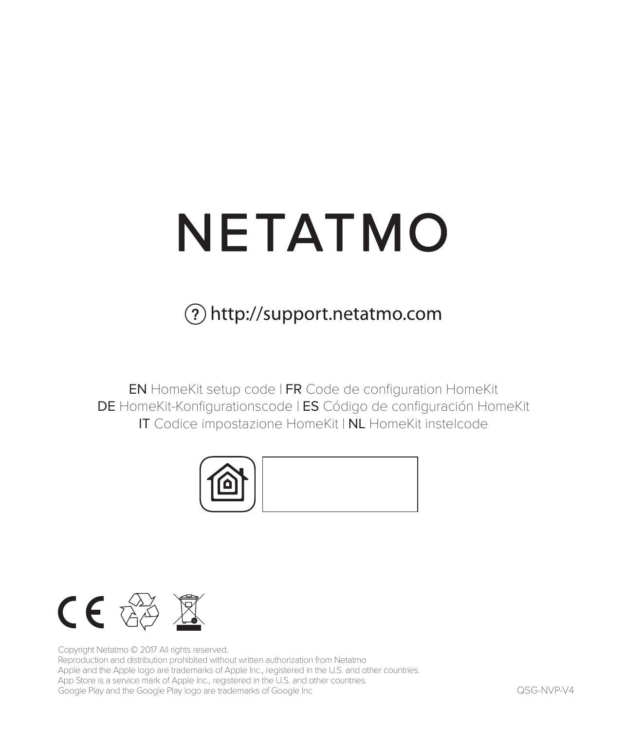# NETATMO

? http://support.netatmo.com

**EN** HomeKit setup code | **FR** Code de configuration HomeKit
**DE** HomeKit-Konfigurationscode | **ES** Código de configuración HomeKit
**IT** Codice impostazione HomeKit | **NL** HomeKit instelcode

Copyright Netatmo © 2017 All rights reserved.
Reproduction and distribution prohibited without written authorization from Netatmo
Apple and the Apple logo are trademarks of Apple Inc., registered in the U.S. and other countries.
App Store is a service mark of Apple Inc., registered in the U.S. and other countries.
Google Play and the Google Play logo are trademarks of Google Inc

QSG-NVP-V4